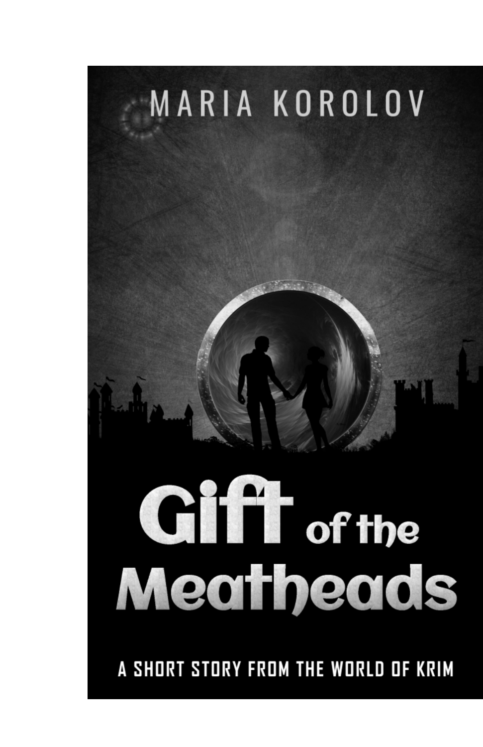MARIA KOROLOV

# Gift of the Meatheads

A SHORT STORY FROM THE WORLD OF KRIM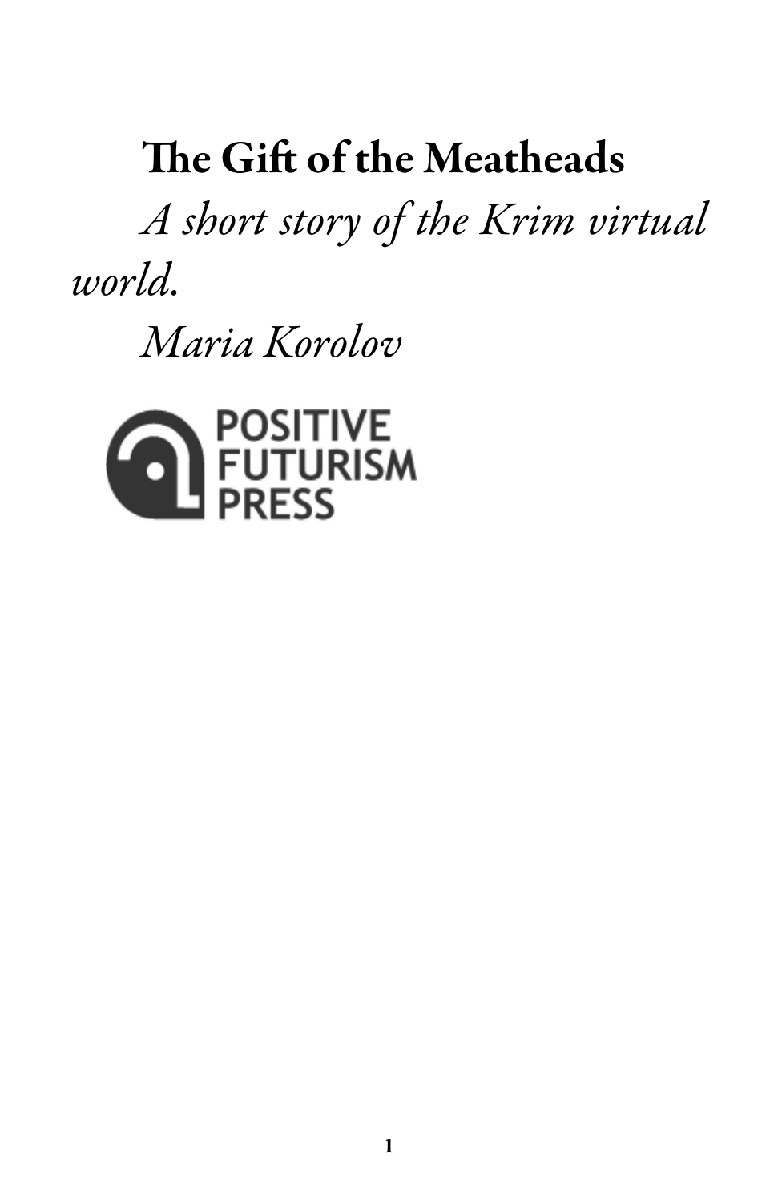# The Gift of the Meatheads

*A short story of the Krim virtual world.*

*Maria Korolov*

POSITIVE FUTURISM PRESS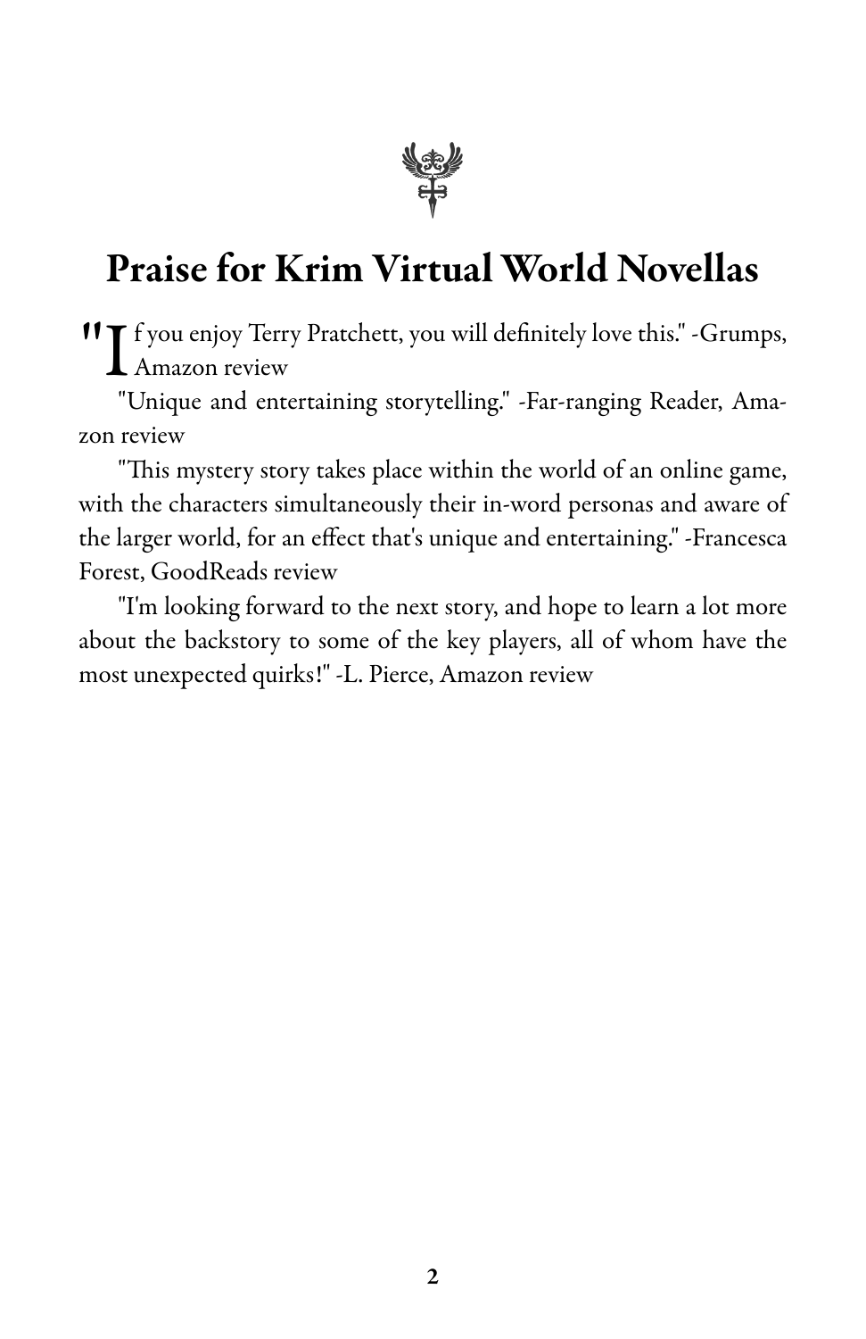# Praise for Krim Virtual World Novellas

"If you enjoy Terry Pratchett, you will definitely love this." -Grumps, Amazon review

"Unique and entertaining storytelling." -Far-ranging Reader, Amazon review

"This mystery story takes place within the world of an online game, with the characters simultaneously their in-word personas and aware of the larger world, for an effect that's unique and entertaining." -Francesca Forest, GoodReads review

"I'm looking forward to the next story, and hope to learn a lot more about the backstory to some of the key players, all of whom have the most unexpected quirks!" -L. Pierce, Amazon review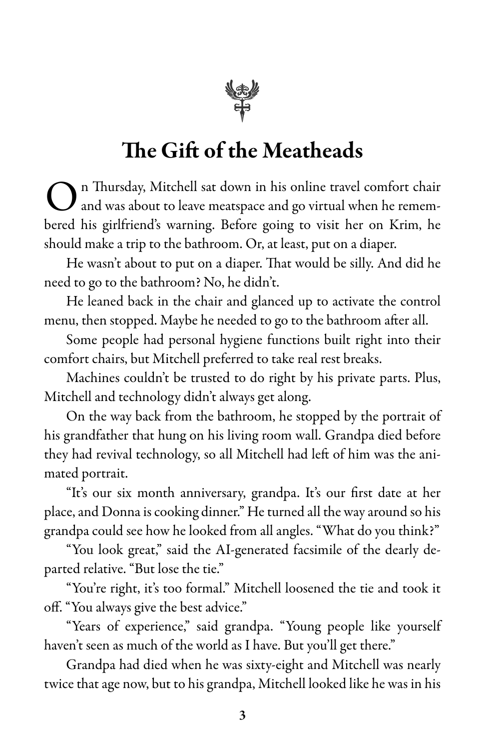## The Gift of the Meatheads

On Thursday, Mitchell sat down in his online travel comfort chair and was about to leave meatspace and go virtual when he remembered his girlfriend's warning. Before going to visit her on Krim, he should make a trip to the bathroom. Or, at least, put on a diaper.

He wasn't about to put on a diaper. That would be silly. And did he need to go to the bathroom? No, he didn't.

He leaned back in the chair and glanced up to activate the control menu, then stopped. Maybe he needed to go to the bathroom after all.

Some people had personal hygiene functions built right into their comfort chairs, but Mitchell preferred to take real rest breaks.

Machines couldn't be trusted to do right by his private parts. Plus, Mitchell and technology didn't always get along.

On the way back from the bathroom, he stopped by the portrait of his grandfather that hung on his living room wall. Grandpa died before they had revival technology, so all Mitchell had left of him was the animated portrait.

"It's our six month anniversary, grandpa. It's our first date at her place, and Donna is cooking dinner." He turned all the way around so his grandpa could see how he looked from all angles. "What do you think?"

"You look great," said the AI-generated facsimile of the dearly departed relative. "But lose the tie."

"You're right, it's too formal." Mitchell loosened the tie and took it off. "You always give the best advice."

"Years of experience," said grandpa. "Young people like yourself haven't seen as much of the world as I have. But you'll get there."

Grandpa had died when he was sixty-eight and Mitchell was nearly twice that age now, but to his grandpa, Mitchell looked like he was in his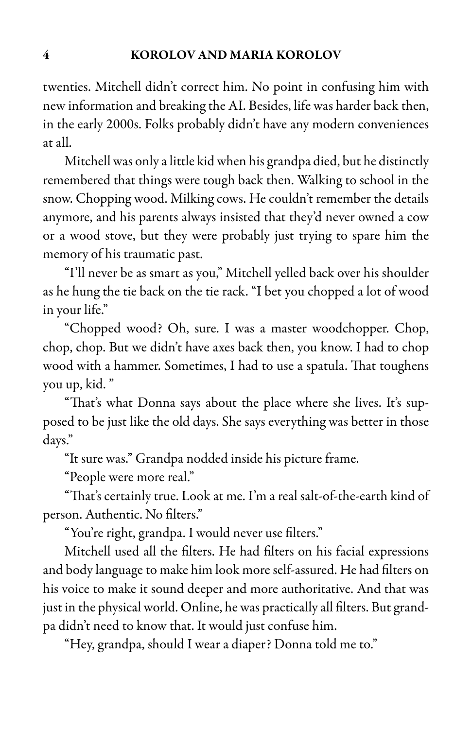twenties. Mitchell didn't correct him. No point in confusing him with new information and breaking the AI. Besides, life was harder back then, in the early 2000s. Folks probably didn't have any modern conveniences at all.

Mitchell was only a little kid when his grandpa died, but he distinctly remembered that things were tough back then. Walking to school in the snow. Chopping wood. Milking cows. He couldn't remember the details anymore, and his parents always insisted that they'd never owned a cow or a wood stove, but they were probably just trying to spare him the memory of his traumatic past.

"I'll never be as smart as you," Mitchell yelled back over his shoulder as he hung the tie back on the tie rack. "I bet you chopped a lot of wood in your life."

"Chopped wood? Oh, sure. I was a master woodchopper. Chop, chop, chop. But we didn't have axes back then, you know. I had to chop wood with a hammer. Sometimes, I had to use a spatula. That toughens you up, kid. "

"That's what Donna says about the place where she lives. It's supposed to be just like the old days. She says everything was better in those days."

"It sure was." Grandpa nodded inside his picture frame.

"People were more real."

"That's certainly true. Look at me. I'm a real salt-of-the-earth kind of person. Authentic. No filters."

"You're right, grandpa. I would never use filters."

Mitchell used all the filters. He had filters on his facial expressions and body language to make him look more self-assured. He had filters on his voice to make it sound deeper and more authoritative. And that was just in the physical world. Online, he was practically all filters. But grandpa didn't need to know that. It would just confuse him.

"Hey, grandpa, should I wear a diaper? Donna told me to."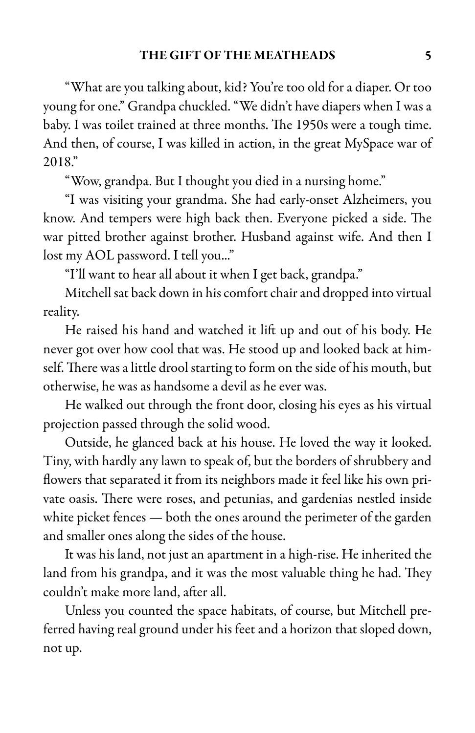"What are you talking about, kid? You're too old for a diaper. Or too young for one." Grandpa chuckled. "We didn't have diapers when I was a baby. I was toilet trained at three months. The 1950s were a tough time. And then, of course, I was killed in action, in the great MySpace war of 2018."

"Wow, grandpa. But I thought you died in a nursing home."

"I was visiting your grandma. She had early-onset Alzheimers, you know. And tempers were high back then. Everyone picked a side. The war pitted brother against brother. Husband against wife. And then I lost my AOL password. I tell you..."

"I'll want to hear all about it when I get back, grandpa."

Mitchell sat back down in his comfort chair and dropped into virtual reality.

He raised his hand and watched it lift up and out of his body. He never got over how cool that was. He stood up and looked back at himself. There was a little drool starting to form on the side of his mouth, but otherwise, he was as handsome a devil as he ever was.

He walked out through the front door, closing his eyes as his virtual projection passed through the solid wood.

Outside, he glanced back at his house. He loved the way it looked. Tiny, with hardly any lawn to speak of, but the borders of shrubbery and flowers that separated it from its neighbors made it feel like his own private oasis. There were roses, and petunias, and gardenias nestled inside white picket fences — both the ones around the perimeter of the garden and smaller ones along the sides of the house.

It was his land, not just an apartment in a high-rise. He inherited the land from his grandpa, and it was the most valuable thing he had. They couldn't make more land, after all.

Unless you counted the space habitats, of course, but Mitchell preferred having real ground under his feet and a horizon that sloped down, not up.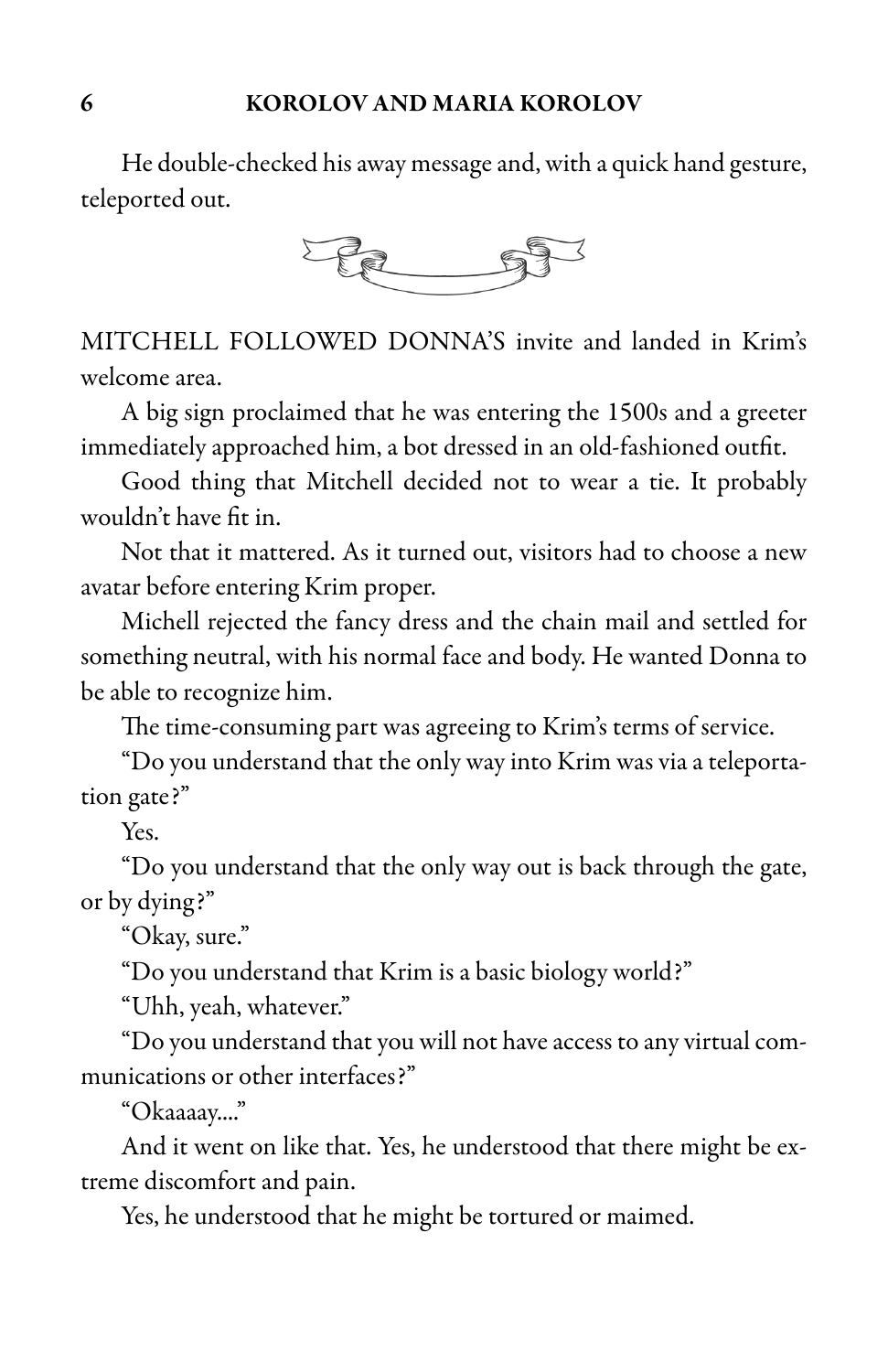He double-checked his away message and, with a quick hand gesture, teleported out.

MITCHELL FOLLOWED DONNA'S invite and landed in Krim's welcome area.

A big sign proclaimed that he was entering the 1500s and a greeter immediately approached him, a bot dressed in an old-fashioned outfit.

Good thing that Mitchell decided not to wear a tie. It probably wouldn't have fit in.

Not that it mattered. As it turned out, visitors had to choose a new avatar before entering Krim proper.

Michell rejected the fancy dress and the chain mail and settled for something neutral, with his normal face and body. He wanted Donna to be able to recognize him.

The time-consuming part was agreeing to Krim's terms of service.

"Do you understand that the only way into Krim was via a teleportation gate?"

Yes.

"Do you understand that the only way out is back through the gate, or by dying?"

"Okay, sure."

"Do you understand that Krim is a basic biology world?"

"Uhh, yeah, whatever."

"Do you understand that you will not have access to any virtual communications or other interfaces?"

"Okaaaay...."

And it went on like that. Yes, he understood that there might be extreme discomfort and pain.

Yes, he understood that he might be tortured or maimed.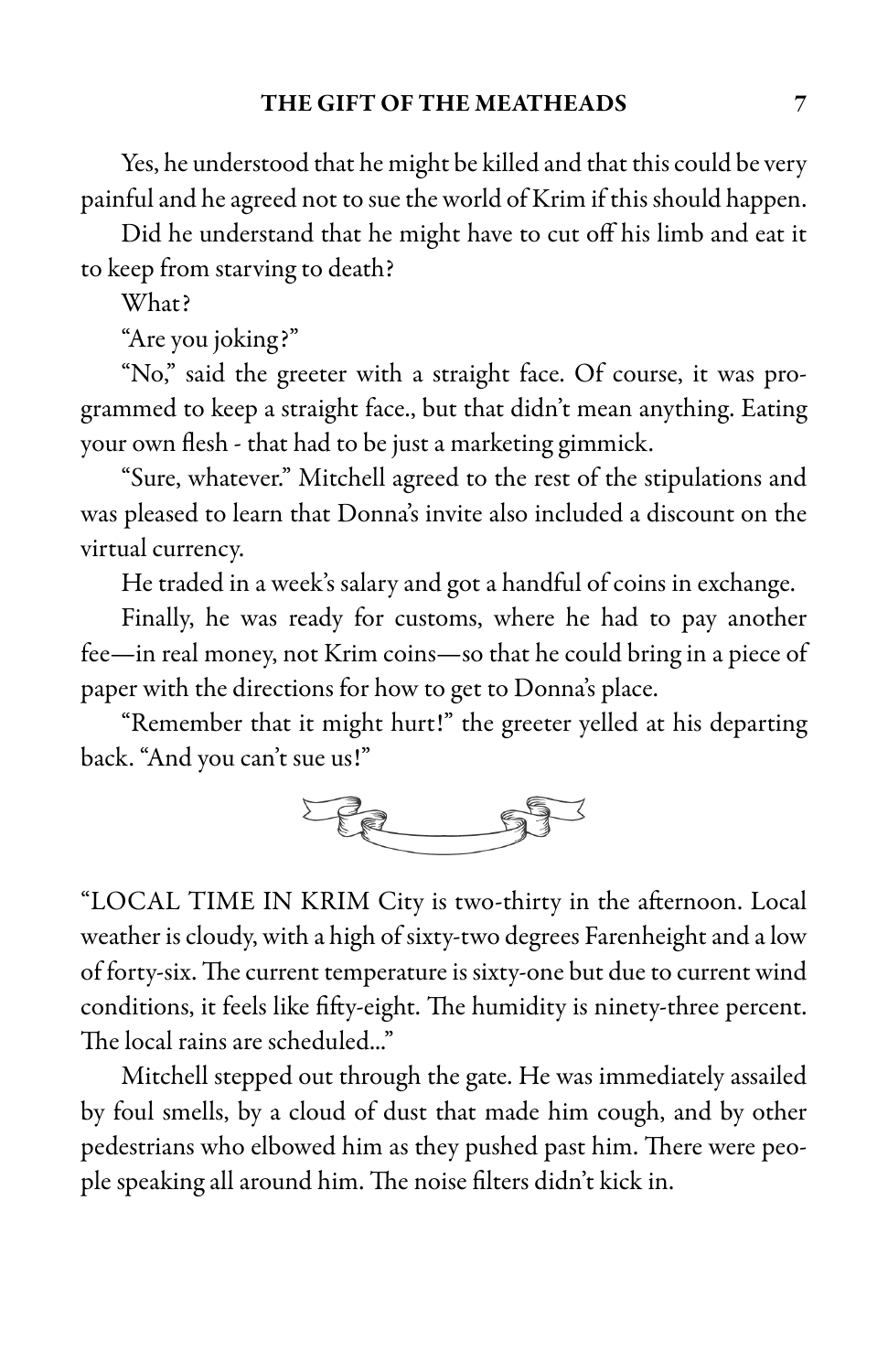Yes, he understood that he might be killed and that this could be very painful and he agreed not to sue the world of Krim if this should happen.

Did he understand that he might have to cut off his limb and eat it to keep from starving to death?

What?

"Are you joking?"

"No," said the greeter with a straight face. Of course, it was programmed to keep a straight face., but that didn't mean anything. Eating your own flesh - that had to be just a marketing gimmick.

"Sure, whatever." Mitchell agreed to the rest of the stipulations and was pleased to learn that Donna's invite also included a discount on the virtual currency.

He traded in a week's salary and got a handful of coins in exchange.

Finally, he was ready for customs, where he had to pay another fee—in real money, not Krim coins—so that he could bring in a piece of paper with the directions for how to get to Donna's place.

"Remember that it might hurt!" the greeter yelled at his departing back. "And you can't sue us!"

"LOCAL TIME IN KRIM City is two-thirty in the afternoon. Local weather is cloudy, with a high of sixty-two degrees Farenheight and a low of forty-six. The current temperature is sixty-one but due to current wind conditions, it feels like fifty-eight. The humidity is ninety-three percent. The local rains are scheduled..."

Mitchell stepped out through the gate. He was immediately assailed by foul smells, by a cloud of dust that made him cough, and by other pedestrians who elbowed him as they pushed past him. There were people speaking all around him. The noise filters didn't kick in.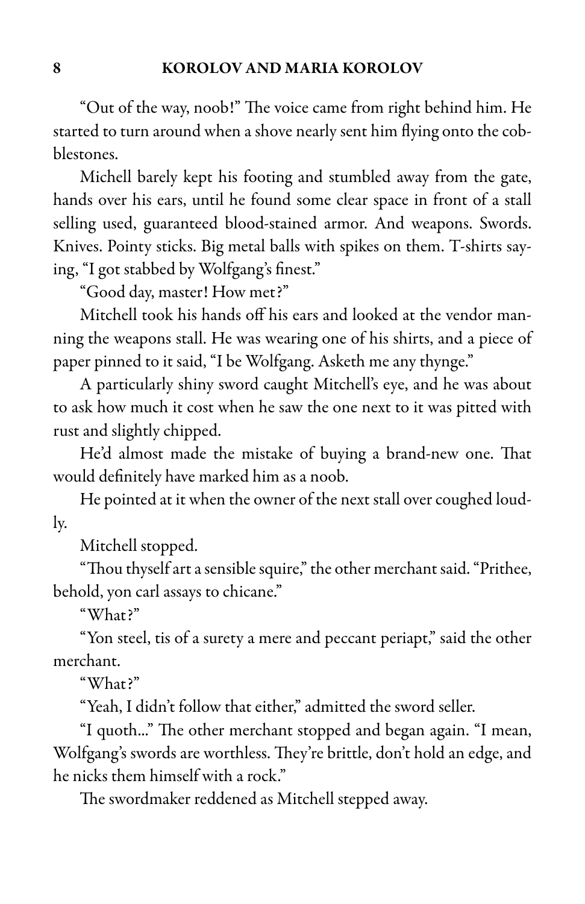"Out of the way, noob!" The voice came from right behind him. He started to turn around when a shove nearly sent him flying onto the cobblestones.

Michell barely kept his footing and stumbled away from the gate, hands over his ears, until he found some clear space in front of a stall selling used, guaranteed blood-stained armor. And weapons. Swords. Knives. Pointy sticks. Big metal balls with spikes on them. T-shirts saying, "I got stabbed by Wolfgang's finest."

"Good day, master! How met?"

Mitchell took his hands off his ears and looked at the vendor manning the weapons stall. He was wearing one of his shirts, and a piece of paper pinned to it said, "I be Wolfgang. Asketh me any thynge."

A particularly shiny sword caught Mitchell's eye, and he was about to ask how much it cost when he saw the one next to it was pitted with rust and slightly chipped.

He'd almost made the mistake of buying a brand-new one. That would definitely have marked him as a noob.

He pointed at it when the owner of the next stall over coughed loudly.

Mitchell stopped.

"Thou thyself art a sensible squire," the other merchant said. "Prithee, behold, yon carl assays to chicane."

"What?"

"Yon steel, tis of a surety a mere and peccant periapt," said the other merchant.

"What?"

"Yeah, I didn't follow that either," admitted the sword seller.

"I quoth..." The other merchant stopped and began again. "I mean, Wolfgang's swords are worthless. They're brittle, don't hold an edge, and he nicks them himself with a rock."

The swordmaker reddened as Mitchell stepped away.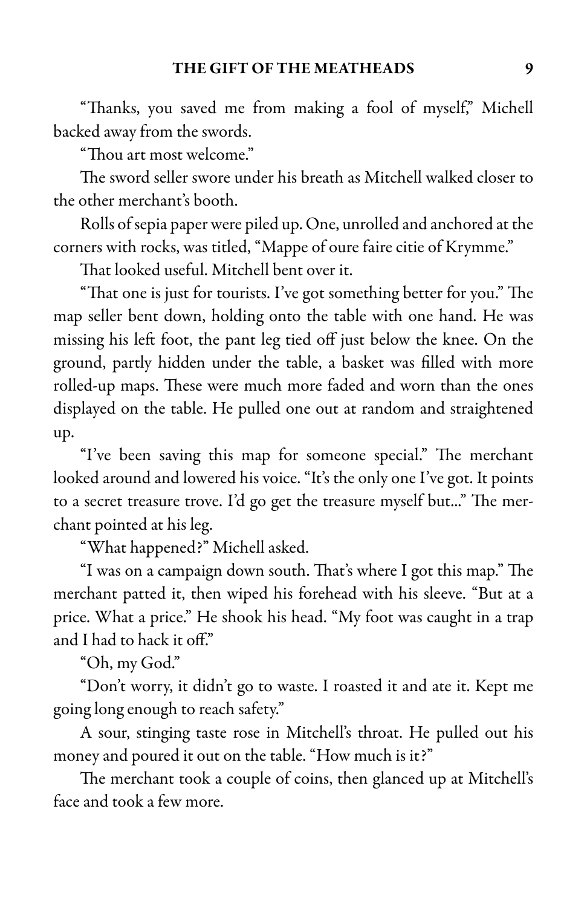"Thanks, you saved me from making a fool of myself," Michell backed away from the swords.

"Thou art most welcome."

The sword seller swore under his breath as Mitchell walked closer to the other merchant's booth.

Rolls of sepia paper were piled up. One, unrolled and anchored at the corners with rocks, was titled, "Mappe of oure faire citie of Krymme."

That looked useful. Mitchell bent over it.

"That one is just for tourists. I've got something better for you." The map seller bent down, holding onto the table with one hand. He was missing his left foot, the pant leg tied off just below the knee. On the ground, partly hidden under the table, a basket was filled with more rolled-up maps. These were much more faded and worn than the ones displayed on the table. He pulled one out at random and straightened up.

"I've been saving this map for someone special." The merchant looked around and lowered his voice. "It's the only one I've got. It points to a secret treasure trove. I'd go get the treasure myself but..." The merchant pointed at his leg.

"What happened?" Michell asked.

"I was on a campaign down south. That's where I got this map." The merchant patted it, then wiped his forehead with his sleeve. "But at a price. What a price." He shook his head. "My foot was caught in a trap and I had to hack it off."

"Oh, my God."

"Don't worry, it didn't go to waste. I roasted it and ate it. Kept me going long enough to reach safety."

A sour, stinging taste rose in Mitchell's throat. He pulled out his money and poured it out on the table. "How much is it?"

The merchant took a couple of coins, then glanced up at Mitchell's face and took a few more.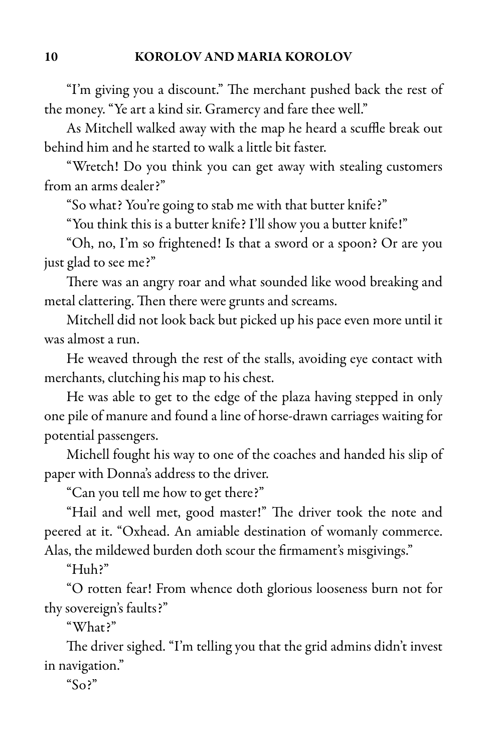"I'm giving you a discount." The merchant pushed back the rest of the money. "Ye art a kind sir. Gramercy and fare thee well."

As Mitchell walked away with the map he heard a scuffle break out behind him and he started to walk a little bit faster.

"Wretch! Do you think you can get away with stealing customers from an arms dealer?"

"So what? You're going to stab me with that butter knife?"

"You think this is a butter knife? I'll show you a butter knife!"

"Oh, no, I'm so frightened! Is that a sword or a spoon? Or are you just glad to see me?"

There was an angry roar and what sounded like wood breaking and metal clattering. Then there were grunts and screams.

Mitchell did not look back but picked up his pace even more until it was almost a run.

He weaved through the rest of the stalls, avoiding eye contact with merchants, clutching his map to his chest.

He was able to get to the edge of the plaza having stepped in only one pile of manure and found a line of horse-drawn carriages waiting for potential passengers.

Michell fought his way to one of the coaches and handed his slip of paper with Donna's address to the driver.

"Can you tell me how to get there?"

"Hail and well met, good master!" The driver took the note and peered at it. "Oxhead. An amiable destination of womanly commerce. Alas, the mildewed burden doth scour the firmament's misgivings."

"Huh?"

"O rotten fear! From whence doth glorious looseness burn not for thy sovereign's faults?"

"What?"

The driver sighed. "I'm telling you that the grid admins didn't invest in navigation."

"So?"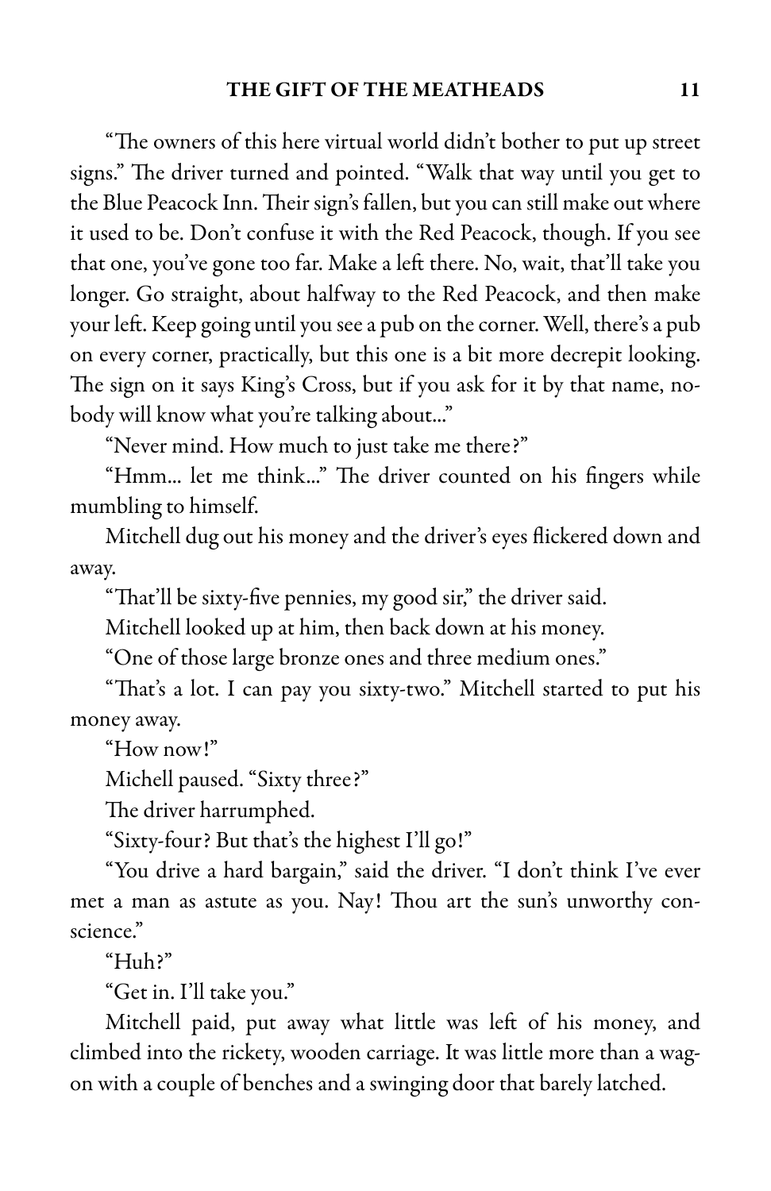"The owners of this here virtual world didn't bother to put up street signs." The driver turned and pointed. "Walk that way until you get to the Blue Peacock Inn. Their sign's fallen, but you can still make out where it used to be. Don't confuse it with the Red Peacock, though. If you see that one, you've gone too far. Make a left there. No, wait, that'll take you longer. Go straight, about halfway to the Red Peacock, and then make your left. Keep going until you see a pub on the corner. Well, there's a pub on every corner, practically, but this one is a bit more decrepit looking. The sign on it says King's Cross, but if you ask for it by that name, nobody will know what you're talking about..."

"Never mind. How much to just take me there?"

"Hmm... let me think..." The driver counted on his fingers while mumbling to himself.

Mitchell dug out his money and the driver's eyes flickered down and away.

"That'll be sixty-five pennies, my good sir," the driver said.

Mitchell looked up at him, then back down at his money.

"One of those large bronze ones and three medium ones."

"That's a lot. I can pay you sixty-two." Mitchell started to put his money away.

"How now!"

Michell paused. "Sixty three?"

The driver harrumphed.

"Sixty-four? But that's the highest I'll go!"

"You drive a hard bargain," said the driver. "I don't think I've ever met a man as astute as you. Nay! Thou art the sun's unworthy conscience."

"Huh?"

"Get in. I'll take you."

Mitchell paid, put away what little was left of his money, and climbed into the rickety, wooden carriage. It was little more than a wagon with a couple of benches and a swinging door that barely latched.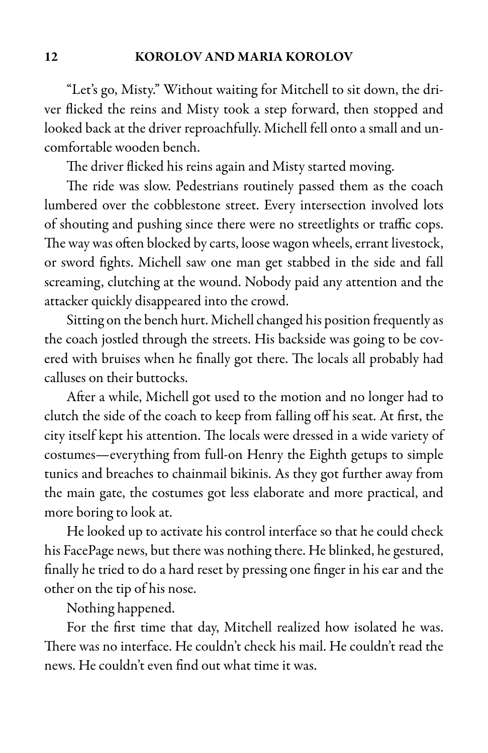"Let's go, Misty." Without waiting for Mitchell to sit down, the driver flicked the reins and Misty took a step forward, then stopped and looked back at the driver reproachfully. Michell fell onto a small and uncomfortable wooden bench.

The driver flicked his reins again and Misty started moving.

The ride was slow. Pedestrians routinely passed them as the coach lumbered over the cobblestone street. Every intersection involved lots of shouting and pushing since there were no streetlights or traffic cops. The way was often blocked by carts, loose wagon wheels, errant livestock, or sword fights. Michell saw one man get stabbed in the side and fall screaming, clutching at the wound. Nobody paid any attention and the attacker quickly disappeared into the crowd.

Sitting on the bench hurt. Michell changed his position frequently as the coach jostled through the streets. His backside was going to be covered with bruises when he finally got there. The locals all probably had calluses on their buttocks.

After a while, Michell got used to the motion and no longer had to clutch the side of the coach to keep from falling off his seat. At first, the city itself kept his attention. The locals were dressed in a wide variety of costumes—everything from full-on Henry the Eighth getups to simple tunics and breaches to chainmail bikinis. As they got further away from the main gate, the costumes got less elaborate and more practical, and more boring to look at.

He looked up to activate his control interface so that he could check his FacePage news, but there was nothing there. He blinked, he gestured, finally he tried to do a hard reset by pressing one finger in his ear and the other on the tip of his nose.

Nothing happened.

For the first time that day, Mitchell realized how isolated he was. There was no interface. He couldn't check his mail. He couldn't read the news. He couldn't even find out what time it was.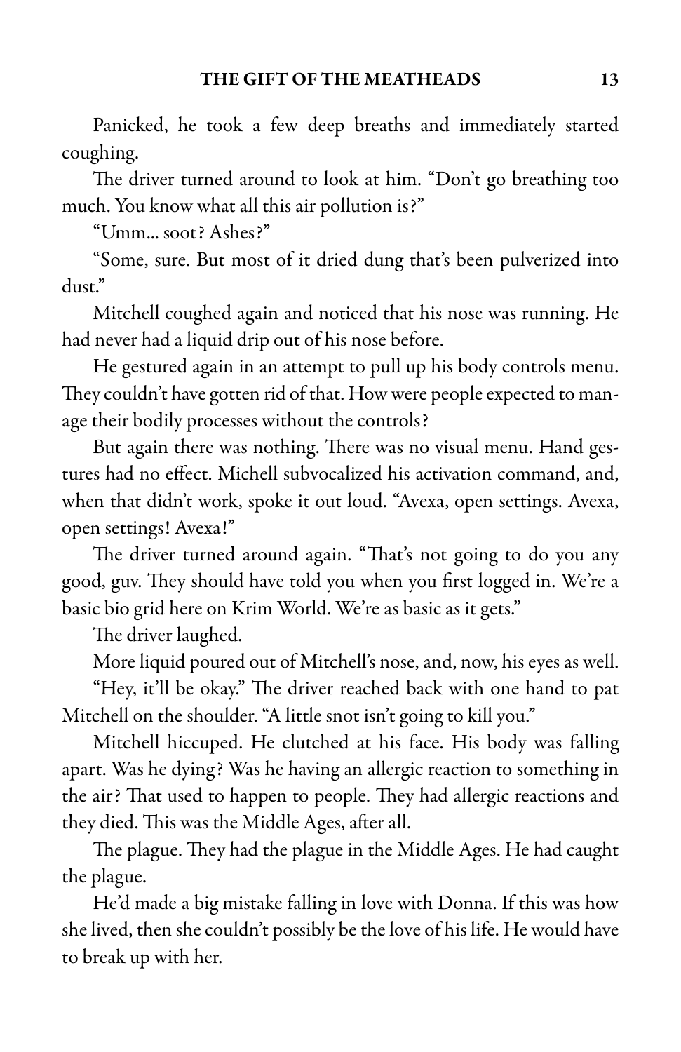Panicked, he took a few deep breaths and immediately started coughing.

The driver turned around to look at him. "Don't go breathing too much. You know what all this air pollution is?"

"Umm... soot? Ashes?"

"Some, sure. But most of it dried dung that's been pulverized into dust."

Mitchell coughed again and noticed that his nose was running. He had never had a liquid drip out of his nose before.

He gestured again in an attempt to pull up his body controls menu. They couldn't have gotten rid of that. How were people expected to manage their bodily processes without the controls?

But again there was nothing. There was no visual menu. Hand gestures had no effect. Michell subvocalized his activation command, and, when that didn't work, spoke it out loud. "Avexa, open settings. Avexa, open settings! Avexa!"

The driver turned around again. "That's not going to do you any good, guv. They should have told you when you first logged in. We're a basic bio grid here on Krim World. We're as basic as it gets."

The driver laughed.

More liquid poured out of Mitchell's nose, and, now, his eyes as well.

"Hey, it'll be okay." The driver reached back with one hand to pat Mitchell on the shoulder. "A little snot isn't going to kill you."

Mitchell hiccuped. He clutched at his face. His body was falling apart. Was he dying? Was he having an allergic reaction to something in the air? That used to happen to people. They had allergic reactions and they died. This was the Middle Ages, after all.

The plague. They had the plague in the Middle Ages. He had caught the plague.

He'd made a big mistake falling in love with Donna. If this was how she lived, then she couldn't possibly be the love of his life. He would have to break up with her.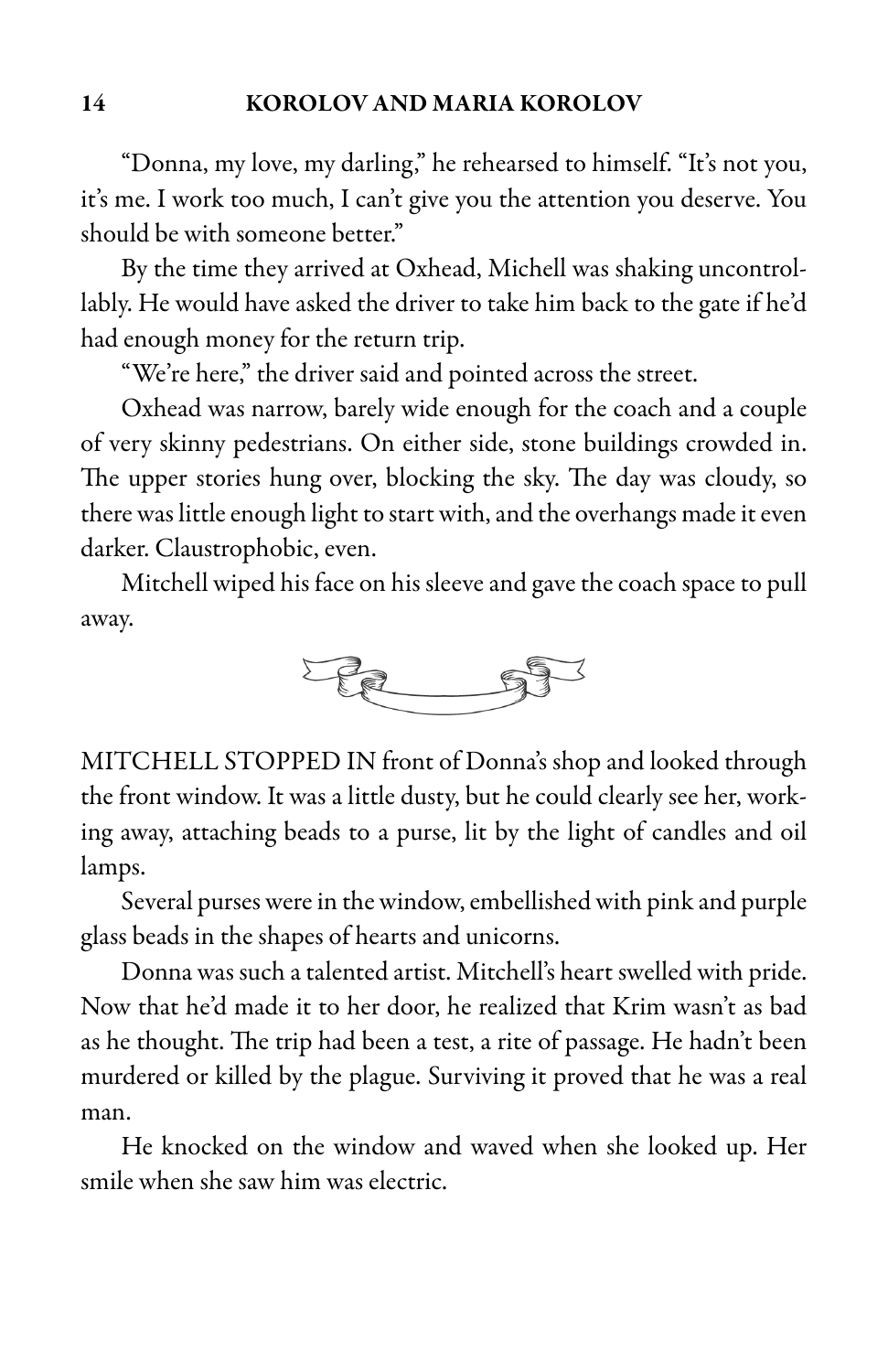"Donna, my love, my darling," he rehearsed to himself. "It's not you, it's me. I work too much, I can't give you the attention you deserve. You should be with someone better."

By the time they arrived at Oxhead, Michell was shaking uncontrollably. He would have asked the driver to take him back to the gate if he'd had enough money for the return trip.

"We're here," the driver said and pointed across the street.

Oxhead was narrow, barely wide enough for the coach and a couple of very skinny pedestrians. On either side, stone buildings crowded in. The upper stories hung over, blocking the sky. The day was cloudy, so there was little enough light to start with, and the overhangs made it even darker. Claustrophobic, even.

Mitchell wiped his face on his sleeve and gave the coach space to pull away.

MITCHELL STOPPED IN front of Donna's shop and looked through the front window. It was a little dusty, but he could clearly see her, working away, attaching beads to a purse, lit by the light of candles and oil lamps.

Several purses were in the window, embellished with pink and purple glass beads in the shapes of hearts and unicorns.

Donna was such a talented artist. Mitchell's heart swelled with pride. Now that he'd made it to her door, he realized that Krim wasn't as bad as he thought. The trip had been a test, a rite of passage. He hadn't been murdered or killed by the plague. Surviving it proved that he was a real man.

He knocked on the window and waved when she looked up. Her smile when she saw him was electric.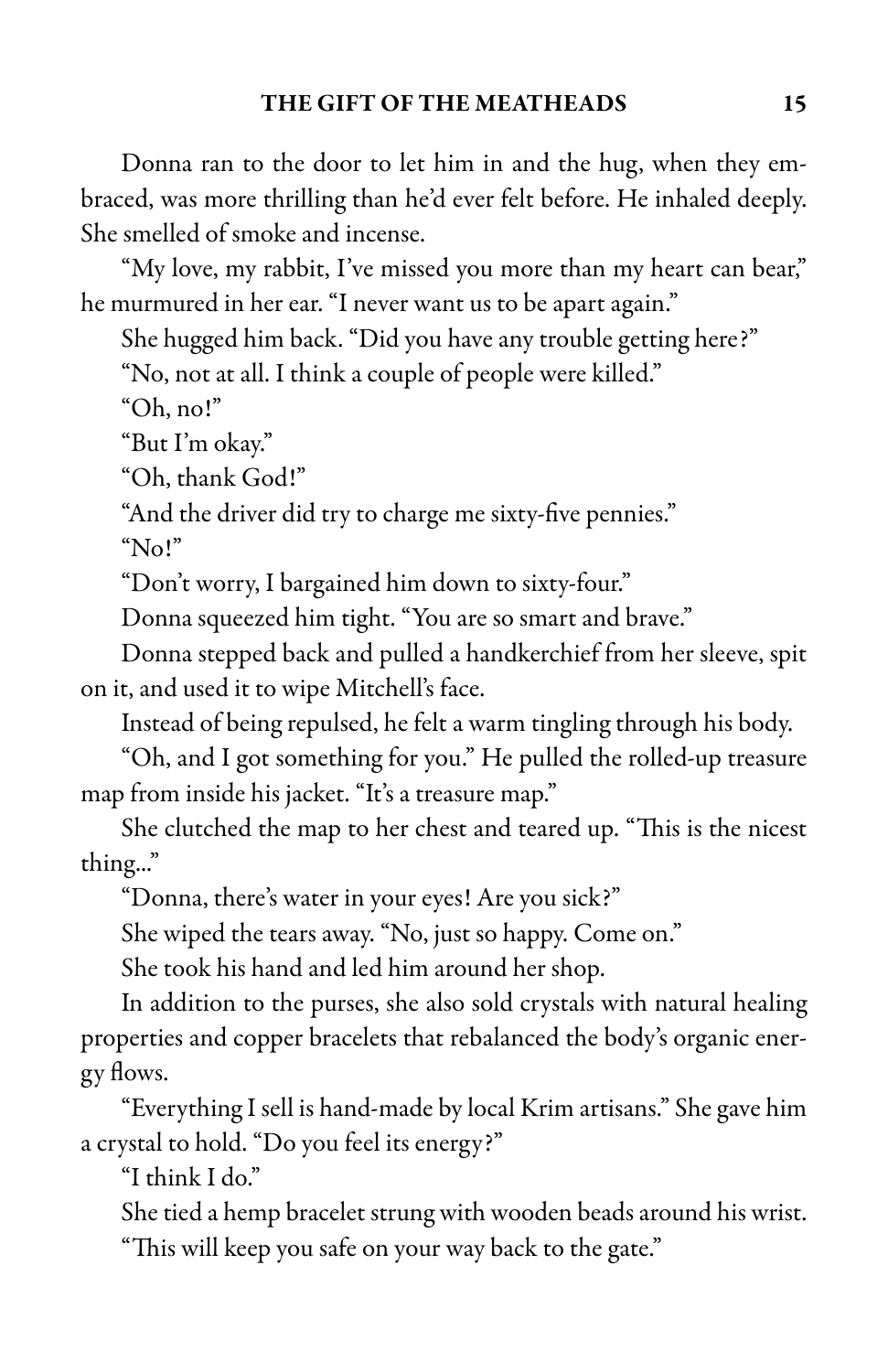Donna ran to the door to let him in and the hug, when they embraced, was more thrilling than he'd ever felt before. He inhaled deeply. She smelled of smoke and incense.

"My love, my rabbit, I've missed you more than my heart can bear," he murmured in her ear. "I never want us to be apart again."

She hugged him back. "Did you have any trouble getting here?"

"No, not at all. I think a couple of people were killed."

"Oh, no!"

"But I'm okay."

"Oh, thank God!"

"And the driver did try to charge me sixty-five pennies."

"No!"

"Don't worry, I bargained him down to sixty-four."

Donna squeezed him tight. "You are so smart and brave."

Donna stepped back and pulled a handkerchief from her sleeve, spit on it, and used it to wipe Mitchell's face.

Instead of being repulsed, he felt a warm tingling through his body.

"Oh, and I got something for you." He pulled the rolled-up treasure map from inside his jacket. "It's a treasure map."

She clutched the map to her chest and teared up. "This is the nicest thing…"

"Donna, there's water in your eyes! Are you sick?"

She wiped the tears away. "No, just so happy. Come on."

She took his hand and led him around her shop.

In addition to the purses, she also sold crystals with natural healing properties and copper bracelets that rebalanced the body's organic energy flows.

"Everything I sell is hand-made by local Krim artisans." She gave him a crystal to hold. "Do you feel its energy?"

"I think I do."

She tied a hemp bracelet strung with wooden beads around his wrist. "This will keep you safe on your way back to the gate."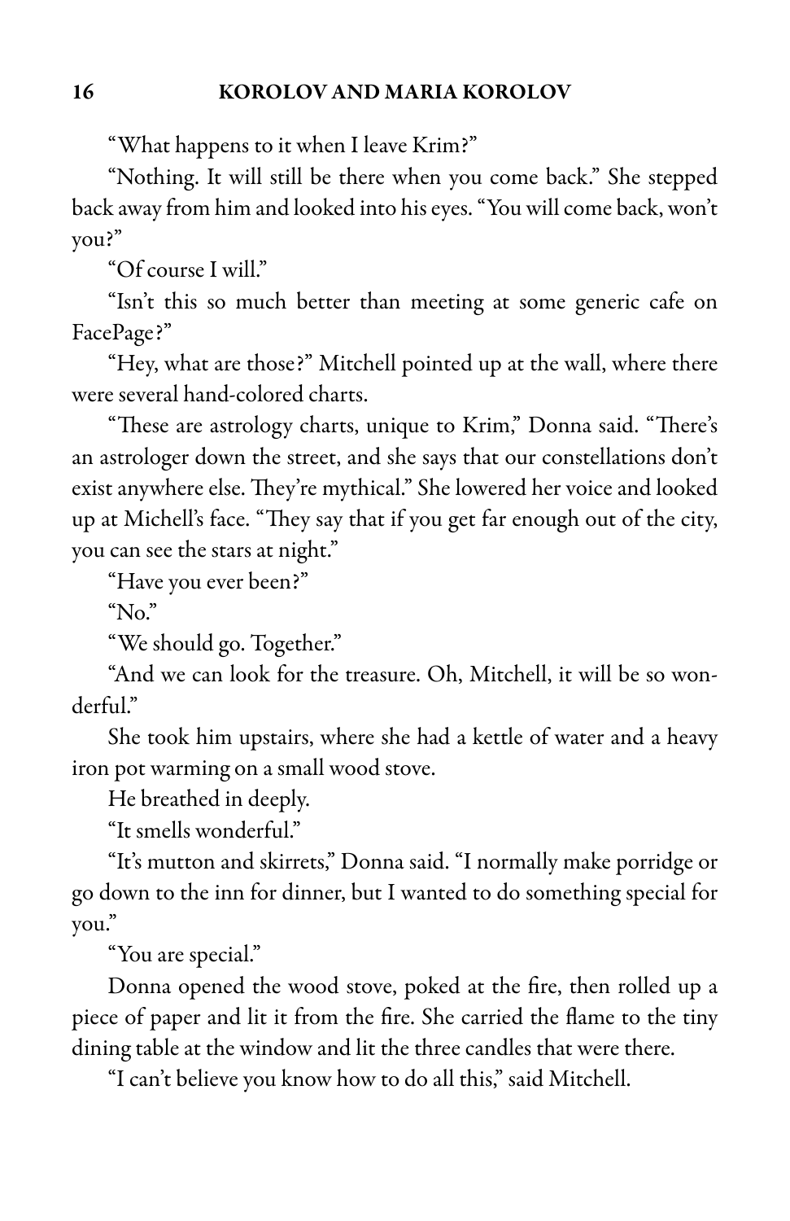"What happens to it when I leave Krim?"

"Nothing. It will still be there when you come back." She stepped back away from him and looked into his eyes. "You will come back, won't you?"

"Of course I will."

"Isn't this so much better than meeting at some generic cafe on FacePage?"

"Hey, what are those?" Mitchell pointed up at the wall, where there were several hand-colored charts.

"These are astrology charts, unique to Krim," Donna said. "There's an astrologer down the street, and she says that our constellations don't exist anywhere else. They're mythical." She lowered her voice and looked up at Michell's face. "They say that if you get far enough out of the city, you can see the stars at night."

"Have you ever been?"

"No."

"We should go. Together."

"And we can look for the treasure. Oh, Mitchell, it will be so wonderful."

She took him upstairs, where she had a kettle of water and a heavy iron pot warming on a small wood stove.

He breathed in deeply.

"It smells wonderful."

"It's mutton and skirrets," Donna said. "I normally make porridge or go down to the inn for dinner, but I wanted to do something special for you."

"You are special."

Donna opened the wood stove, poked at the fire, then rolled up a piece of paper and lit it from the fire. She carried the flame to the tiny dining table at the window and lit the three candles that were there.

"I can't believe you know how to do all this," said Mitchell.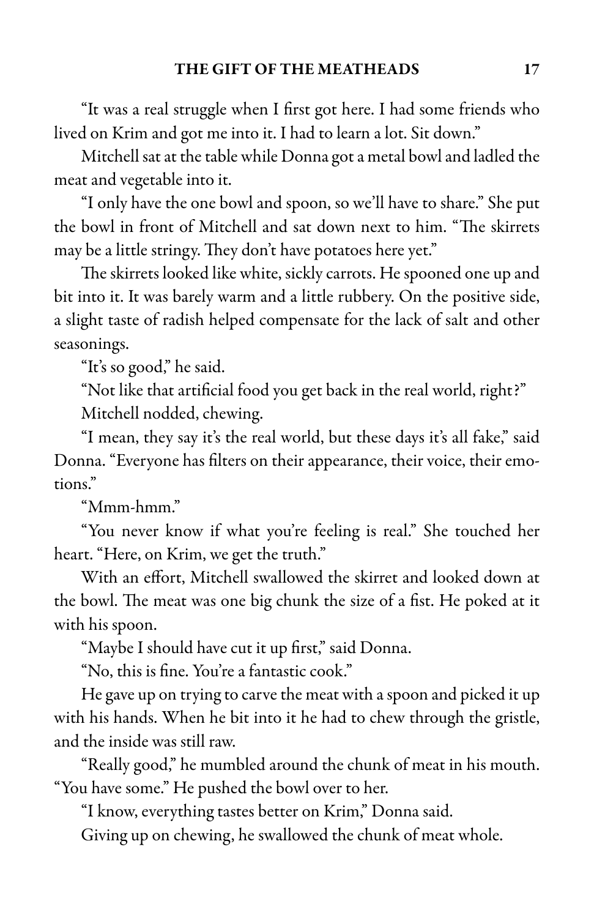"It was a real struggle when I first got here. I had some friends who lived on Krim and got me into it. I had to learn a lot. Sit down."

Mitchell sat at the table while Donna got a metal bowl and ladled the meat and vegetable into it.

"I only have the one bowl and spoon, so we'll have to share." She put the bowl in front of Mitchell and sat down next to him. "The skirrets may be a little stringy. They don't have potatoes here yet."

The skirrets looked like white, sickly carrots. He spooned one up and bit into it. It was barely warm and a little rubbery. On the positive side, a slight taste of radish helped compensate for the lack of salt and other seasonings.

"It's so good," he said.

"Not like that artificial food you get back in the real world, right?"

Mitchell nodded, chewing.

"I mean, they say it's the real world, but these days it's all fake," said Donna. "Everyone has filters on their appearance, their voice, their emotions."

"Mmm-hmm."

"You never know if what you're feeling is real." She touched her heart. "Here, on Krim, we get the truth."

With an effort, Mitchell swallowed the skirret and looked down at the bowl. The meat was one big chunk the size of a fist. He poked at it with his spoon.

"Maybe I should have cut it up first," said Donna.

"No, this is fine. You're a fantastic cook."

He gave up on trying to carve the meat with a spoon and picked it up with his hands. When he bit into it he had to chew through the gristle, and the inside was still raw.

"Really good," he mumbled around the chunk of meat in his mouth. "You have some." He pushed the bowl over to her.

"I know, everything tastes better on Krim," Donna said.

Giving up on chewing, he swallowed the chunk of meat whole.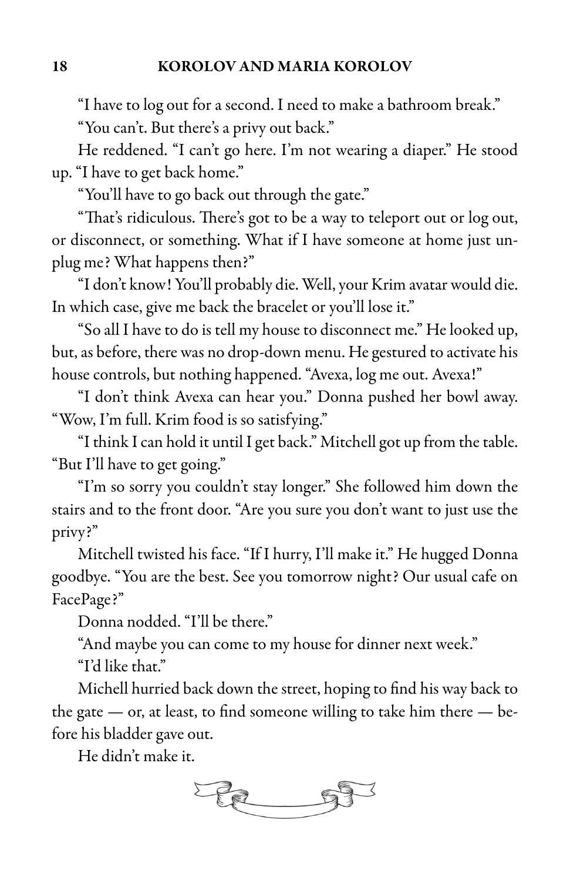"I have to log out for a second. I need to make a bathroom break."

"You can't. But there's a privy out back."

He reddened. "I can't go here. I'm not wearing a diaper." He stood up. "I have to get back home."

"You'll have to go back out through the gate."

"That's ridiculous. There's got to be a way to teleport out or log out, or disconnect, or something. What if I have someone at home just unplug me? What happens then?"

"I don't know! You'll probably die. Well, your Krim avatar would die. In which case, give me back the bracelet or you'll lose it."

"So all I have to do is tell my house to disconnect me." He looked up, but, as before, there was no drop-down menu. He gestured to activate his house controls, but nothing happened. "Avexa, log me out. Avexa!"

"I don't think Avexa can hear you." Donna pushed her bowl away. "Wow, I'm full. Krim food is so satisfying."

"I think I can hold it until I get back." Mitchell got up from the table. "But I'll have to get going."

"I'm so sorry you couldn't stay longer." She followed him down the stairs and to the front door. "Are you sure you don't want to just use the privy?"

Mitchell twisted his face. "If I hurry, I'll make it." He hugged Donna goodbye. "You are the best. See you tomorrow night? Our usual cafe on FacePage?"

Donna nodded. "I'll be there."

"And maybe you can come to my house for dinner next week."

"I'd like that."

Michell hurried back down the street, hoping to find his way back to the gate — or, at least, to find someone willing to take him there — before his bladder gave out.

He didn't make it.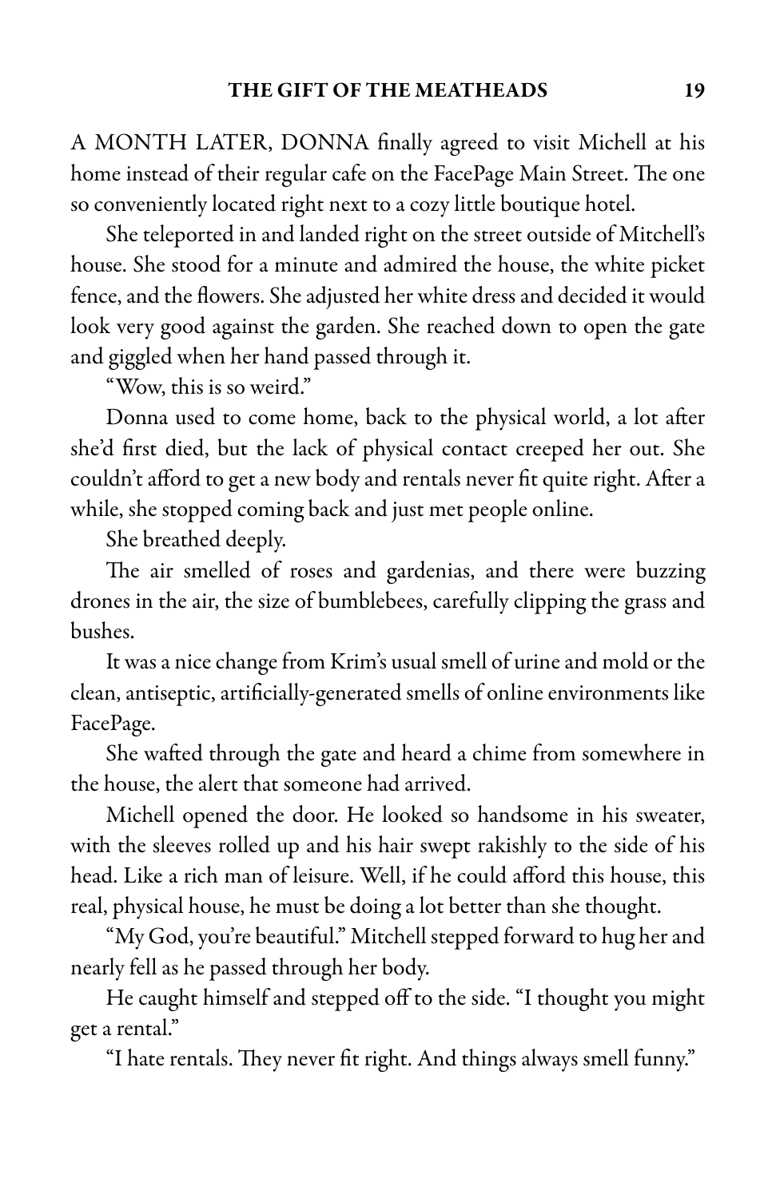A MONTH LATER, DONNA finally agreed to visit Michell at his home instead of their regular cafe on the FacePage Main Street. The one so conveniently located right next to a cozy little boutique hotel.

She teleported in and landed right on the street outside of Mitchell's house. She stood for a minute and admired the house, the white picket fence, and the flowers. She adjusted her white dress and decided it would look very good against the garden. She reached down to open the gate and giggled when her hand passed through it.

"Wow, this is so weird."

Donna used to come home, back to the physical world, a lot after she'd first died, but the lack of physical contact creeped her out. She couldn't afford to get a new body and rentals never fit quite right. After a while, she stopped coming back and just met people online.

She breathed deeply.

The air smelled of roses and gardenias, and there were buzzing drones in the air, the size of bumblebees, carefully clipping the grass and bushes.

It was a nice change from Krim's usual smell of urine and mold or the clean, antiseptic, artificially-generated smells of online environments like FacePage.

She wafted through the gate and heard a chime from somewhere in the house, the alert that someone had arrived.

Michell opened the door. He looked so handsome in his sweater, with the sleeves rolled up and his hair swept rakishly to the side of his head. Like a rich man of leisure. Well, if he could afford this house, this real, physical house, he must be doing a lot better than she thought.

"My God, you're beautiful." Mitchell stepped forward to hug her and nearly fell as he passed through her body.

He caught himself and stepped off to the side. "I thought you might get a rental."

"I hate rentals. They never fit right. And things always smell funny."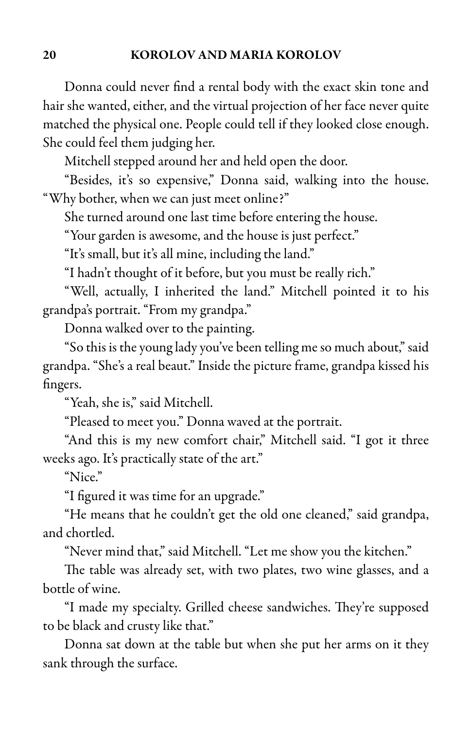Donna could never find a rental body with the exact skin tone and hair she wanted, either, and the virtual projection of her face never quite matched the physical one. People could tell if they looked close enough. She could feel them judging her.

Mitchell stepped around her and held open the door.

"Besides, it's so expensive," Donna said, walking into the house. "Why bother, when we can just meet online?"

She turned around one last time before entering the house.

"Your garden is awesome, and the house is just perfect."

"It's small, but it's all mine, including the land."

"I hadn't thought of it before, but you must be really rich."

"Well, actually, I inherited the land." Mitchell pointed it to his grandpa's portrait. "From my grandpa."

Donna walked over to the painting.

"So this is the young lady you've been telling me so much about," said grandpa. "She's a real beaut." Inside the picture frame, grandpa kissed his fingers.

"Yeah, she is," said Mitchell.

"Pleased to meet you." Donna waved at the portrait.

"And this is my new comfort chair," Mitchell said. "I got it three weeks ago. It's practically state of the art."

"Nice."

"I figured it was time for an upgrade."

"He means that he couldn't get the old one cleaned," said grandpa, and chortled.

"Never mind that," said Mitchell. "Let me show you the kitchen."

The table was already set, with two plates, two wine glasses, and a bottle of wine.

"I made my specialty. Grilled cheese sandwiches. They're supposed to be black and crusty like that."

Donna sat down at the table but when she put her arms on it they sank through the surface.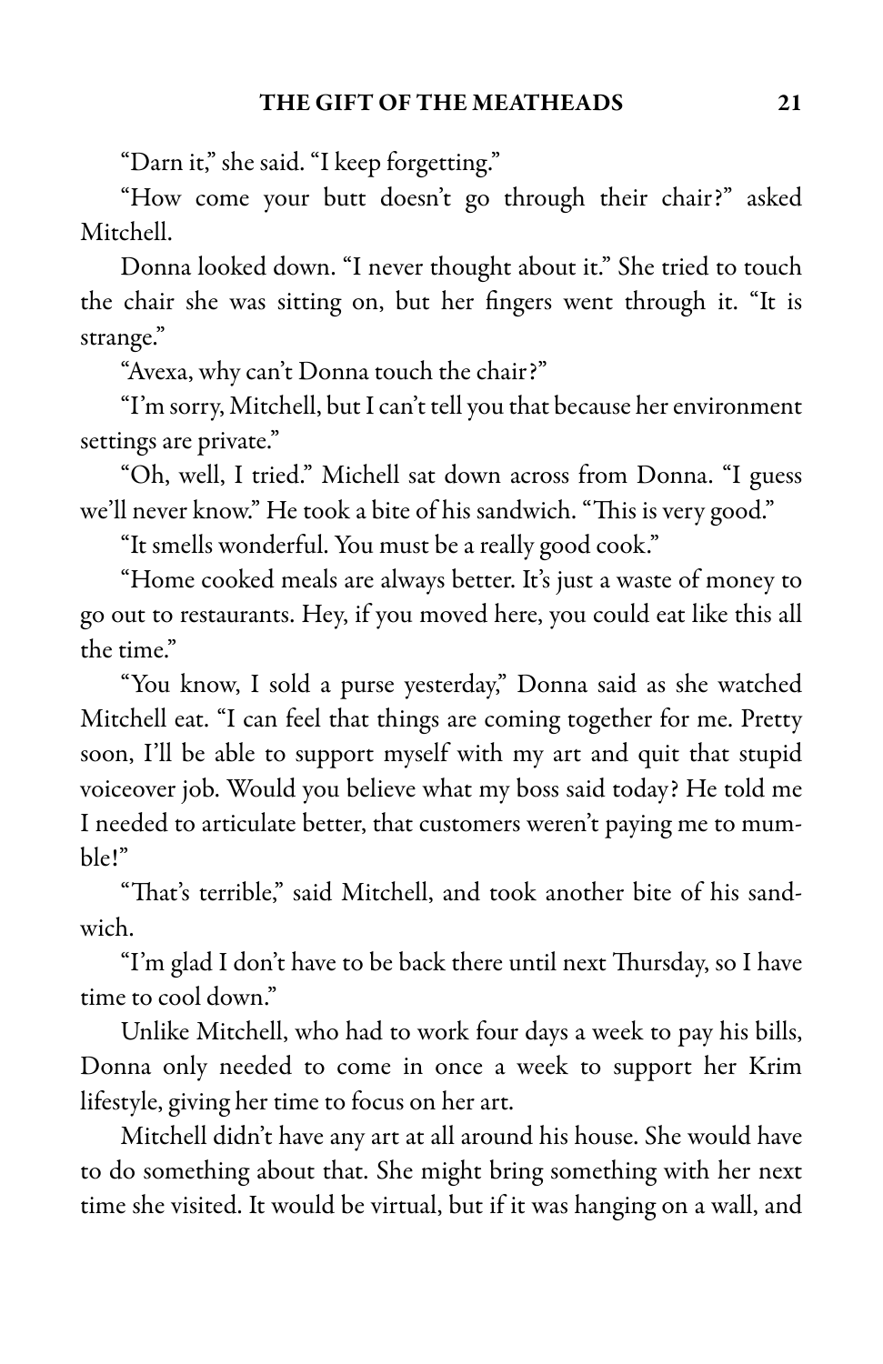"Darn it," she said. "I keep forgetting."

"How come your butt doesn't go through their chair?" asked Mitchell.

Donna looked down. "I never thought about it." She tried to touch the chair she was sitting on, but her fingers went through it. "It is strange."

"Avexa, why can't Donna touch the chair?"

"I'm sorry, Mitchell, but I can't tell you that because her environment settings are private."

"Oh, well, I tried." Michell sat down across from Donna. "I guess we'll never know." He took a bite of his sandwich. "This is very good."

"It smells wonderful. You must be a really good cook."

"Home cooked meals are always better. It's just a waste of money to go out to restaurants. Hey, if you moved here, you could eat like this all the time."

"You know, I sold a purse yesterday," Donna said as she watched Mitchell eat. "I can feel that things are coming together for me. Pretty soon, I'll be able to support myself with my art and quit that stupid voiceover job. Would you believe what my boss said today? He told me I needed to articulate better, that customers weren't paying me to mumble!"

"That's terrible," said Mitchell, and took another bite of his sandwich.

"I'm glad I don't have to be back there until next Thursday, so I have time to cool down."

Unlike Mitchell, who had to work four days a week to pay his bills, Donna only needed to come in once a week to support her Krim lifestyle, giving her time to focus on her art.

Mitchell didn't have any art at all around his house. She would have to do something about that. She might bring something with her next time she visited. It would be virtual, but if it was hanging on a wall, and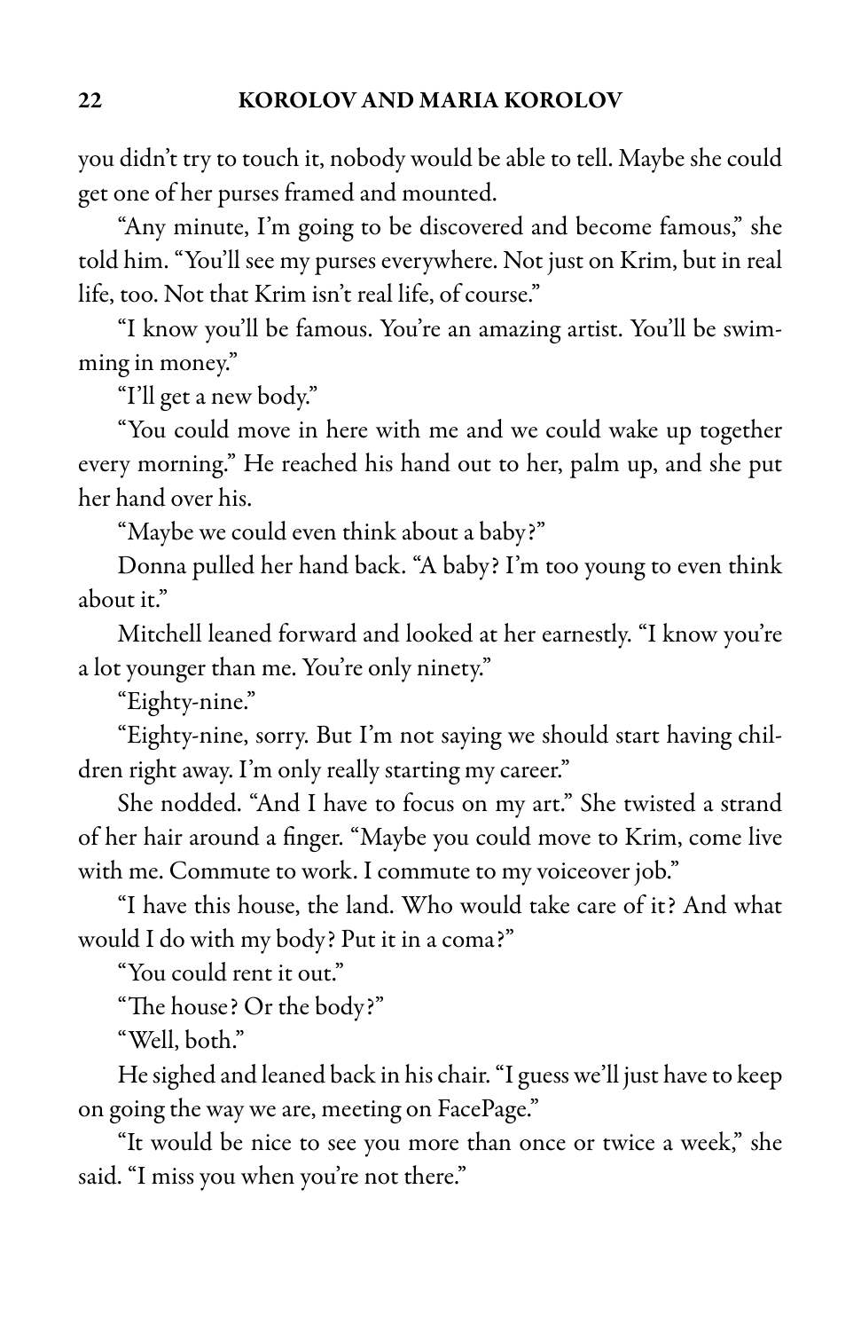you didn't try to touch it, nobody would be able to tell. Maybe she could get one of her purses framed and mounted.

"Any minute, I'm going to be discovered and become famous," she told him. "You'll see my purses everywhere. Not just on Krim, but in real life, too. Not that Krim isn't real life, of course."

"I know you'll be famous. You're an amazing artist. You'll be swimming in money."

"I'll get a new body."

"You could move in here with me and we could wake up together every morning." He reached his hand out to her, palm up, and she put her hand over his.

"Maybe we could even think about a baby?"

Donna pulled her hand back. "A baby? I'm too young to even think about it."

Mitchell leaned forward and looked at her earnestly. "I know you're a lot younger than me. You're only ninety."

"Eighty-nine."

"Eighty-nine, sorry. But I'm not saying we should start having children right away. I'm only really starting my career."

She nodded. "And I have to focus on my art." She twisted a strand of her hair around a finger. "Maybe you could move to Krim, come live with me. Commute to work. I commute to my voiceover job."

"I have this house, the land. Who would take care of it? And what would I do with my body? Put it in a coma?"

"You could rent it out."

"The house? Or the body?"

"Well, both."

He sighed and leaned back in his chair. "I guess we'll just have to keep on going the way we are, meeting on FacePage."

"It would be nice to see you more than once or twice a week," she said. "I miss you when you're not there."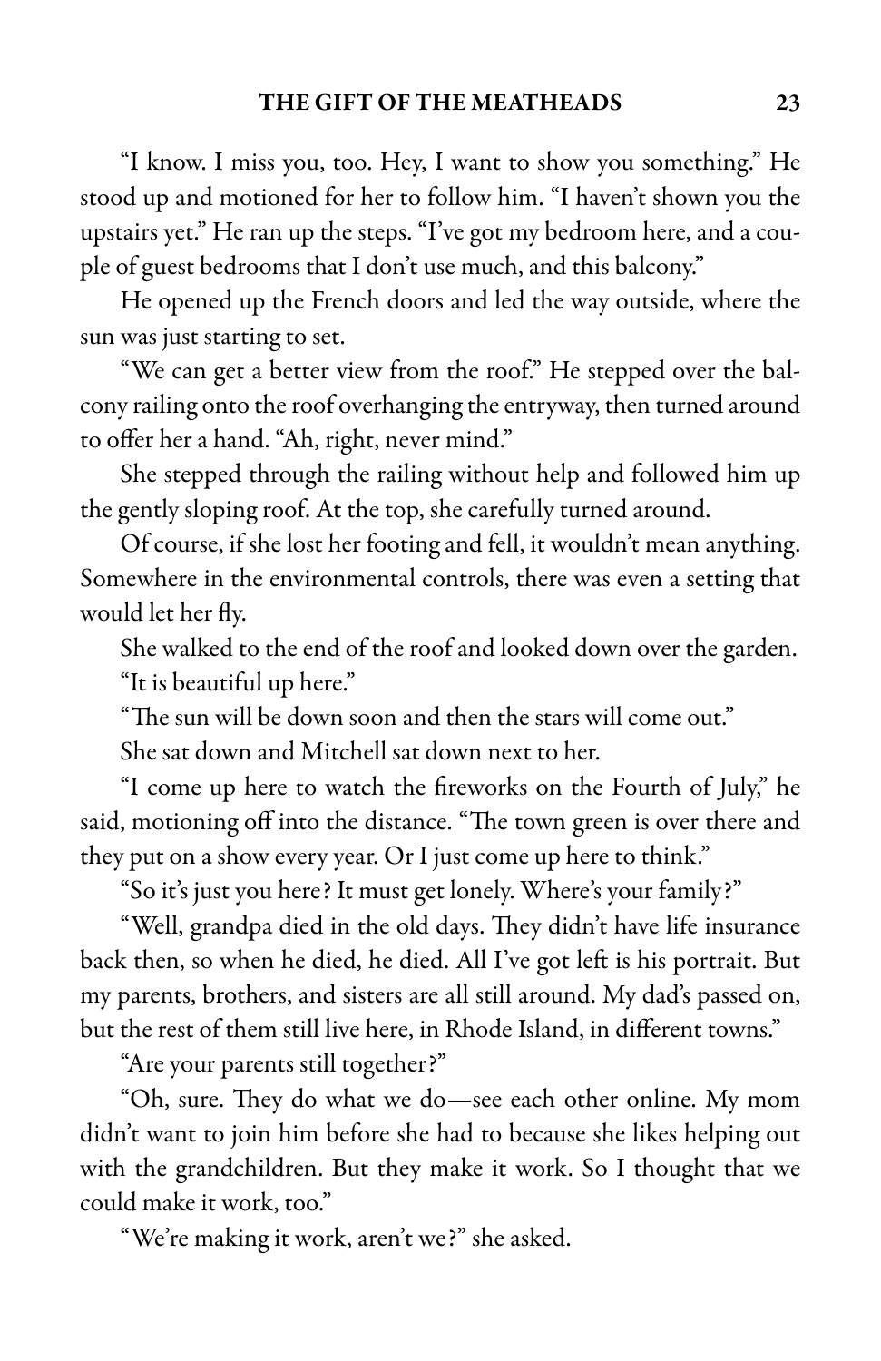"I know. I miss you, too. Hey, I want to show you something." He stood up and motioned for her to follow him. "I haven't shown you the upstairs yet." He ran up the steps. "I've got my bedroom here, and a couple of guest bedrooms that I don't use much, and this balcony."

He opened up the French doors and led the way outside, where the sun was just starting to set.

"We can get a better view from the roof." He stepped over the balcony railing onto the roof overhanging the entryway, then turned around to offer her a hand. "Ah, right, never mind."

She stepped through the railing without help and followed him up the gently sloping roof. At the top, she carefully turned around.

Of course, if she lost her footing and fell, it wouldn't mean anything. Somewhere in the environmental controls, there was even a setting that would let her fly.

She walked to the end of the roof and looked down over the garden.

"It is beautiful up here."

"The sun will be down soon and then the stars will come out."

She sat down and Mitchell sat down next to her.

"I come up here to watch the fireworks on the Fourth of July," he said, motioning off into the distance. "The town green is over there and they put on a show every year. Or I just come up here to think."

"So it's just you here? It must get lonely. Where's your family?"

"Well, grandpa died in the old days. They didn't have life insurance back then, so when he died, he died. All I've got left is his portrait. But my parents, brothers, and sisters are all still around. My dad's passed on, but the rest of them still live here, in Rhode Island, in different towns."

"Are your parents still together?"

"Oh, sure. They do what we do—see each other online. My mom didn't want to join him before she had to because she likes helping out with the grandchildren. But they make it work. So I thought that we could make it work, too."

"We're making it work, aren't we?" she asked.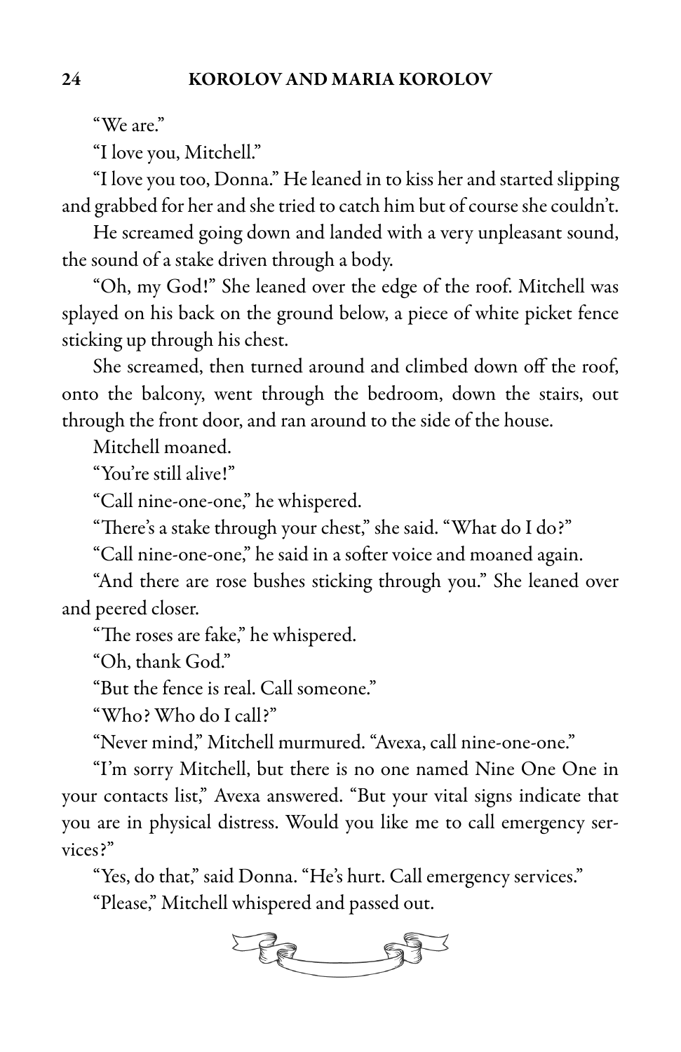"We are."

"I love you, Mitchell."

"I love you too, Donna." He leaned in to kiss her and started slipping and grabbed for her and she tried to catch him but of course she couldn't.

He screamed going down and landed with a very unpleasant sound, the sound of a stake driven through a body.

"Oh, my God!" She leaned over the edge of the roof. Mitchell was splayed on his back on the ground below, a piece of white picket fence sticking up through his chest.

She screamed, then turned around and climbed down off the roof, onto the balcony, went through the bedroom, down the stairs, out through the front door, and ran around to the side of the house.

Mitchell moaned.

"You're still alive!"

"Call nine-one-one," he whispered.

"There's a stake through your chest," she said. "What do I do?"

"Call nine-one-one," he said in a softer voice and moaned again.

"And there are rose bushes sticking through you." She leaned over and peered closer.

"The roses are fake," he whispered.

"Oh, thank God."

"But the fence is real. Call someone."

"Who? Who do I call?"

"Never mind," Mitchell murmured. "Avexa, call nine-one-one."

"I'm sorry Mitchell, but there is no one named Nine One One in your contacts list," Avexa answered. "But your vital signs indicate that you are in physical distress. Would you like me to call emergency services?"

"Yes, do that," said Donna. "He's hurt. Call emergency services."

"Please," Mitchell whispered and passed out.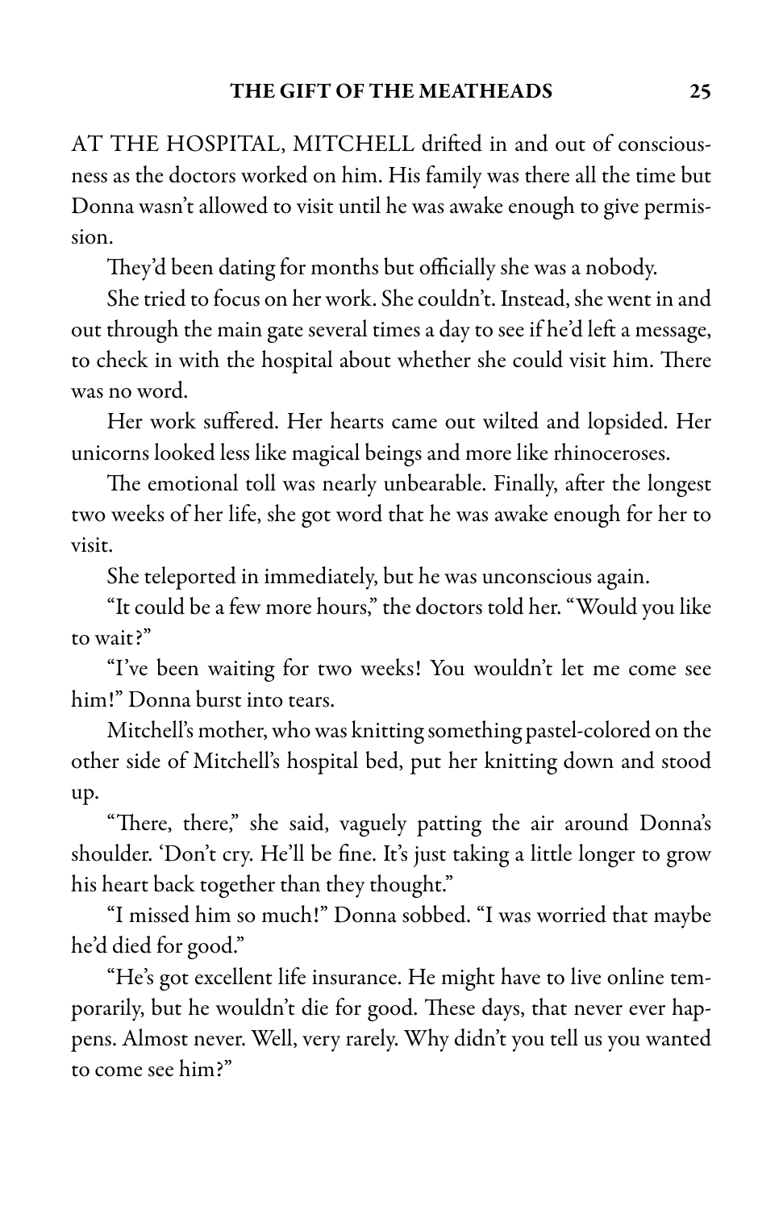AT THE HOSPITAL, MITCHELL drifted in and out of consciousness as the doctors worked on him. His family was there all the time but Donna wasn't allowed to visit until he was awake enough to give permission.

They'd been dating for months but officially she was a nobody.

She tried to focus on her work. She couldn't. Instead, she went in and out through the main gate several times a day to see if he'd left a message, to check in with the hospital about whether she could visit him. There was no word.

Her work suffered. Her hearts came out wilted and lopsided. Her unicorns looked less like magical beings and more like rhinoceroses.

The emotional toll was nearly unbearable. Finally, after the longest two weeks of her life, she got word that he was awake enough for her to visit.

She teleported in immediately, but he was unconscious again.

"It could be a few more hours," the doctors told her. "Would you like to wait?"

"I've been waiting for two weeks! You wouldn't let me come see him!" Donna burst into tears.

Mitchell's mother, who was knitting something pastel-colored on the other side of Mitchell's hospital bed, put her knitting down and stood up.

"There, there," she said, vaguely patting the air around Donna's shoulder. 'Don't cry. He'll be fine. It's just taking a little longer to grow his heart back together than they thought."

"I missed him so much!" Donna sobbed. "I was worried that maybe he'd died for good."

"He's got excellent life insurance. He might have to live online temporarily, but he wouldn't die for good. These days, that never ever happens. Almost never. Well, very rarely. Why didn't you tell us you wanted to come see him?"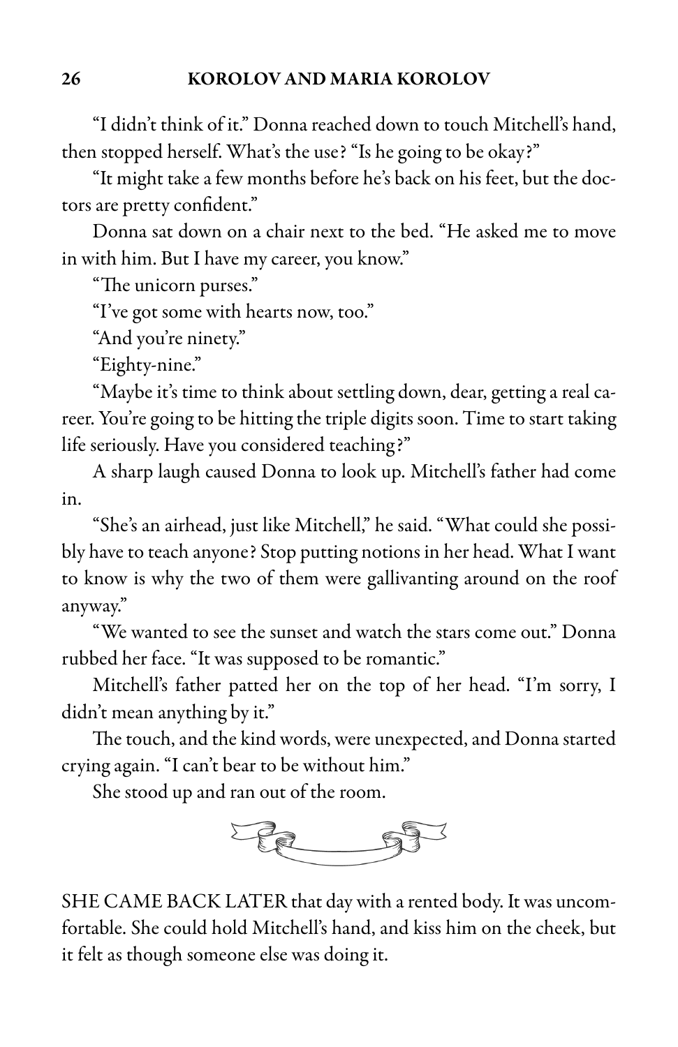"I didn't think of it." Donna reached down to touch Mitchell's hand, then stopped herself. What's the use? "Is he going to be okay?"

"It might take a few months before he's back on his feet, but the doctors are pretty confident."

Donna sat down on a chair next to the bed. "He asked me to move in with him. But I have my career, you know."

"The unicorn purses."

"I've got some with hearts now, too."

"And you're ninety."

"Eighty-nine."

"Maybe it's time to think about settling down, dear, getting a real career. You're going to be hitting the triple digits soon. Time to start taking life seriously. Have you considered teaching?"

A sharp laugh caused Donna to look up. Mitchell's father had come in.

"She's an airhead, just like Mitchell," he said. "What could she possibly have to teach anyone? Stop putting notions in her head. What I want to know is why the two of them were gallivanting around on the roof anyway."

"We wanted to see the sunset and watch the stars come out." Donna rubbed her face. "It was supposed to be romantic."

Mitchell's father patted her on the top of her head. "I'm sorry, I didn't mean anything by it."

The touch, and the kind words, were unexpected, and Donna started crying again. "I can't bear to be without him."

She stood up and ran out of the room.

SHE CAME BACK LATER that day with a rented body. It was uncomfortable. She could hold Mitchell's hand, and kiss him on the cheek, but it felt as though someone else was doing it.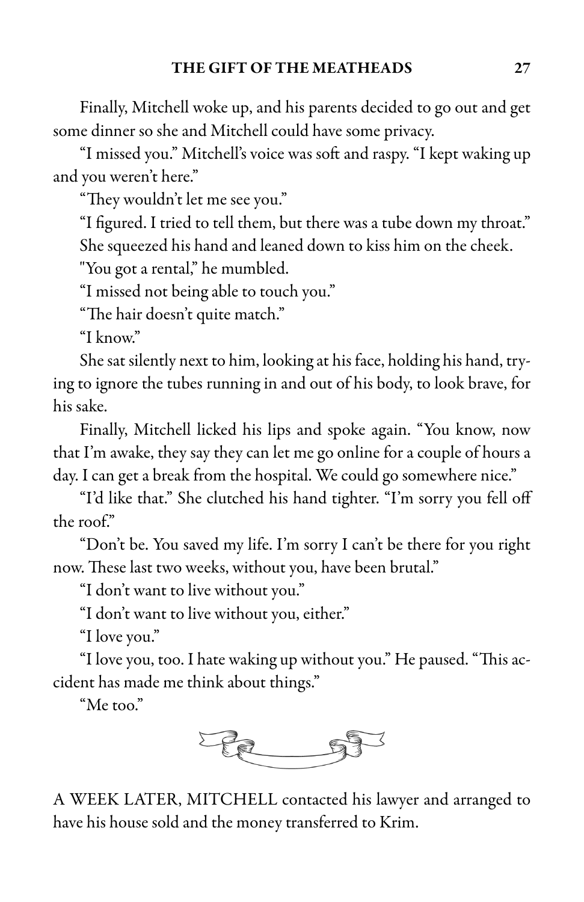Finally, Mitchell woke up, and his parents decided to go out and get some dinner so she and Mitchell could have some privacy.

"I missed you." Mitchell's voice was soft and raspy. "I kept waking up and you weren't here."

"They wouldn't let me see you."

"I figured. I tried to tell them, but there was a tube down my throat."

She squeezed his hand and leaned down to kiss him on the cheek.

"You got a rental," he mumbled.

"I missed not being able to touch you."

"The hair doesn't quite match."

"I know."

She sat silently next to him, looking at his face, holding his hand, trying to ignore the tubes running in and out of his body, to look brave, for his sake.

Finally, Mitchell licked his lips and spoke again. "You know, now that I'm awake, they say they can let me go online for a couple of hours a day. I can get a break from the hospital. We could go somewhere nice."

"I'd like that." She clutched his hand tighter. "I'm sorry you fell off the roof."

"Don't be. You saved my life. I'm sorry I can't be there for you right now. These last two weeks, without you, have been brutal."

"I don't want to live without you."

"I don't want to live without you, either."

"I love you."

"I love you, too. I hate waking up without you." He paused. "This accident has made me think about things."

"Me too."

---

A WEEK LATER, MITCHELL contacted his lawyer and arranged to have his house sold and the money transferred to Krim.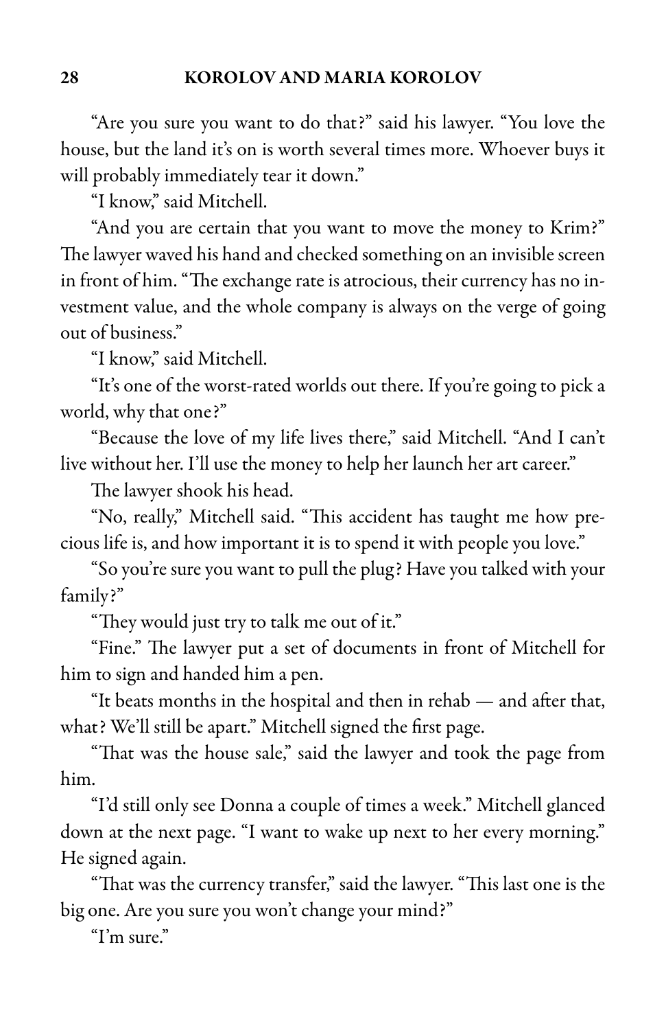"Are you sure you want to do that?" said his lawyer. "You love the house, but the land it's on is worth several times more. Whoever buys it will probably immediately tear it down."

"I know," said Mitchell.

"And you are certain that you want to move the money to Krim?" The lawyer waved his hand and checked something on an invisible screen in front of him. "The exchange rate is atrocious, their currency has no investment value, and the whole company is always on the verge of going out of business."

"I know," said Mitchell.

"It's one of the worst-rated worlds out there. If you're going to pick a world, why that one?"

"Because the love of my life lives there," said Mitchell. "And I can't live without her. I'll use the money to help her launch her art career."

The lawyer shook his head.

"No, really," Mitchell said. "This accident has taught me how precious life is, and how important it is to spend it with people you love."

"So you're sure you want to pull the plug? Have you talked with your family?"

"They would just try to talk me out of it."

"Fine." The lawyer put a set of documents in front of Mitchell for him to sign and handed him a pen.

"It beats months in the hospital and then in rehab — and after that, what? We'll still be apart." Mitchell signed the first page.

"That was the house sale," said the lawyer and took the page from him.

"I'd still only see Donna a couple of times a week." Mitchell glanced down at the next page. "I want to wake up next to her every morning." He signed again.

"That was the currency transfer," said the lawyer. "This last one is the big one. Are you sure you won't change your mind?"

"I'm sure."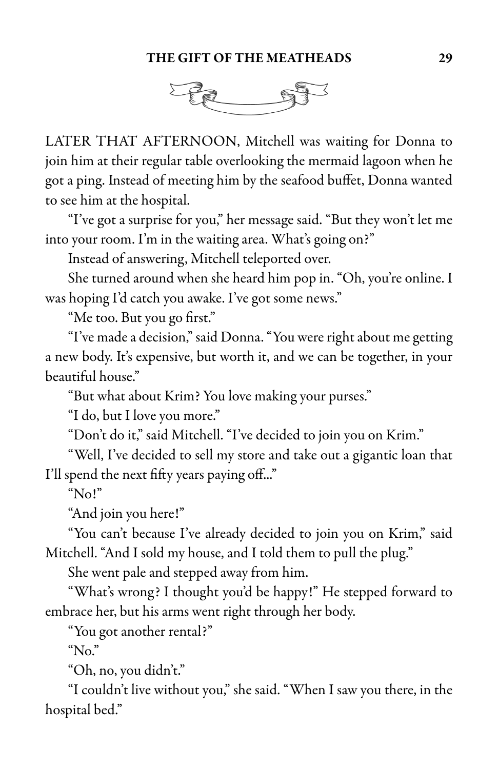LATER THAT AFTERNOON, Mitchell was waiting for Donna to join him at their regular table overlooking the mermaid lagoon when he got a ping. Instead of meeting him by the seafood buffet, Donna wanted to see him at the hospital.

"I've got a surprise for you," her message said. "But they won't let me into your room. I'm in the waiting area. What's going on?"

Instead of answering, Mitchell teleported over.

She turned around when she heard him pop in. "Oh, you're online. I was hoping I'd catch you awake. I've got some news."

"Me too. But you go first."

"I've made a decision," said Donna. "You were right about me getting a new body. It's expensive, but worth it, and we can be together, in your beautiful house."

"But what about Krim? You love making your purses."

"I do, but I love you more."

"Don't do it," said Mitchell. "I've decided to join you on Krim."

"Well, I've decided to sell my store and take out a gigantic loan that I'll spend the next fifty years paying off..."

"No!"

"And join you here!"

"You can't because I've already decided to join you on Krim," said Mitchell. "And I sold my house, and I told them to pull the plug."

She went pale and stepped away from him.

"What's wrong? I thought you'd be happy!" He stepped forward to embrace her, but his arms went right through her body.

"You got another rental?"

"No."

"Oh, no, you didn't."

"I couldn't live without you," she said. "When I saw you there, in the hospital bed."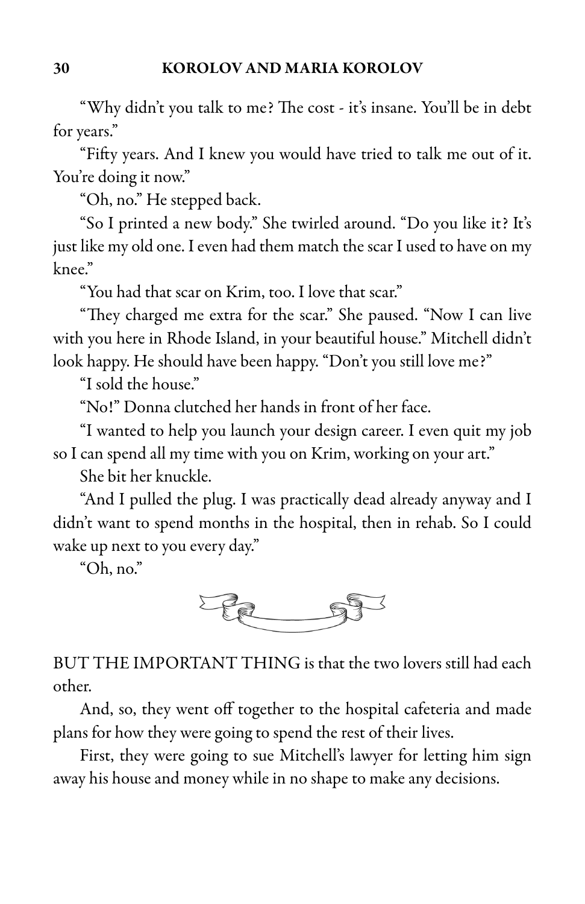"Why didn't you talk to me? The cost - it's insane. You'll be in debt for years."

"Fifty years. And I knew you would have tried to talk me out of it. You're doing it now."

"Oh, no." He stepped back.

"So I printed a new body." She twirled around. "Do you like it? It's just like my old one. I even had them match the scar I used to have on my knee."

"You had that scar on Krim, too. I love that scar."

"They charged me extra for the scar." She paused. "Now I can live with you here in Rhode Island, in your beautiful house." Mitchell didn't look happy. He should have been happy. "Don't you still love me?"

"I sold the house."

"No!" Donna clutched her hands in front of her face.

"I wanted to help you launch your design career. I even quit my job so I can spend all my time with you on Krim, working on your art."

She bit her knuckle.

"And I pulled the plug. I was practically dead already anyway and I didn't want to spend months in the hospital, then in rehab. So I could wake up next to you every day."

"Oh, no."

---

BUT THE IMPORTANT THING is that the two lovers still had each other.

And, so, they went off together to the hospital cafeteria and made plans for how they were going to spend the rest of their lives.

First, they were going to sue Mitchell's lawyer for letting him sign away his house and money while in no shape to make any decisions.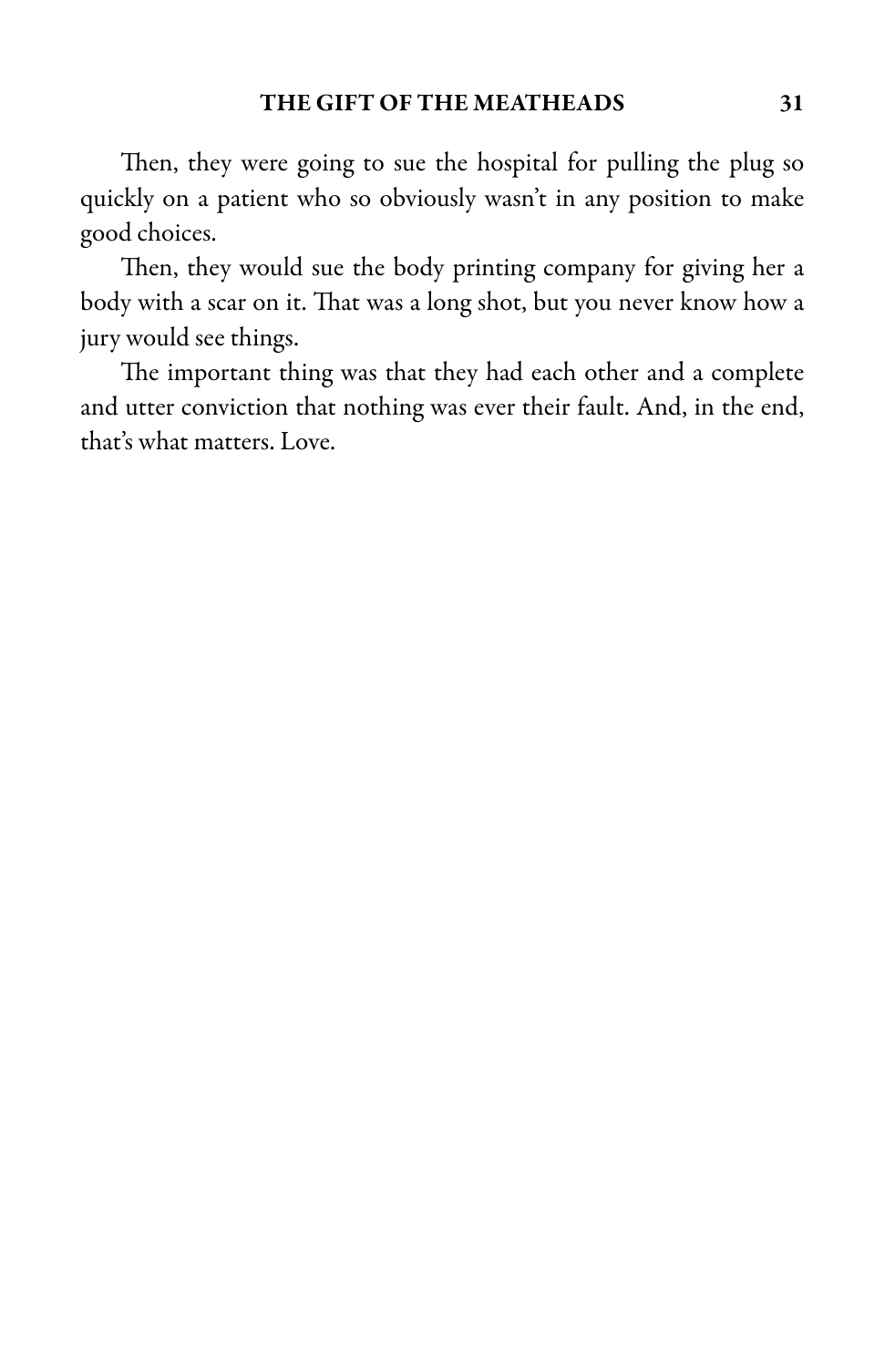Then, they were going to sue the hospital for pulling the plug so quickly on a patient who so obviously wasn't in any position to make good choices.

Then, they would sue the body printing company for giving her a body with a scar on it. That was a long shot, but you never know how a jury would see things.

The important thing was that they had each other and a complete and utter conviction that nothing was ever their fault. And, in the end, that's what matters. Love.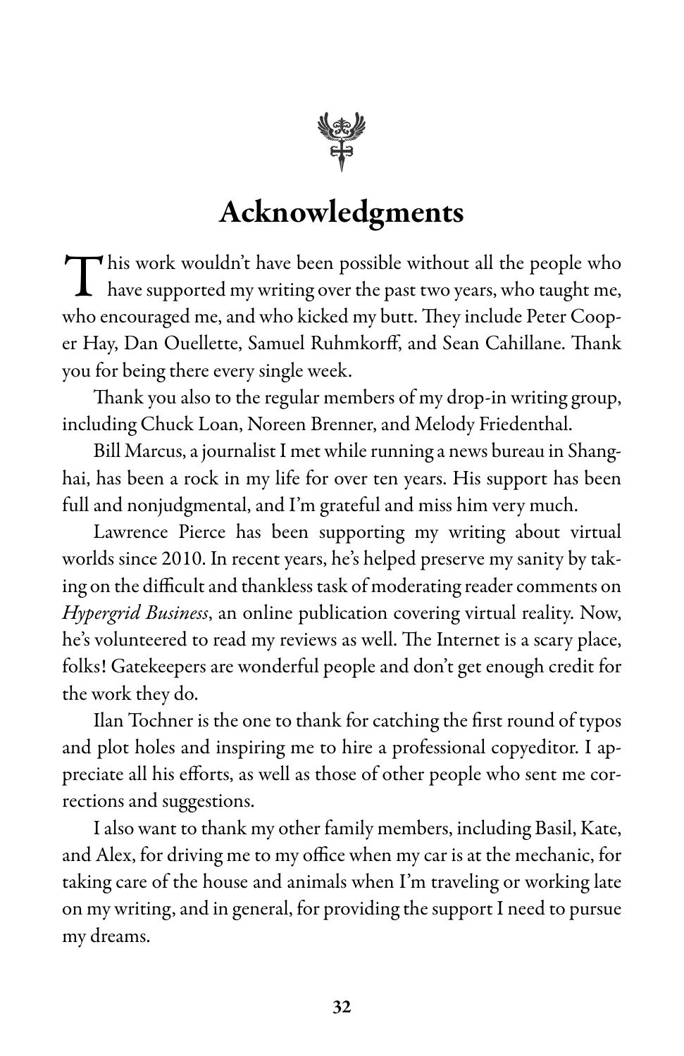# Acknowledgments

This work wouldn't have been possible without all the people who have supported my writing over the past two years, who taught me, who encouraged me, and who kicked my butt. They include Peter Cooper Hay, Dan Ouellette, Samuel Ruhmkorff, and Sean Cahillane. Thank you for being there every single week.

Thank you also to the regular members of my drop-in writing group, including Chuck Loan, Noreen Brenner, and Melody Friedenthal.

Bill Marcus, a journalist I met while running a news bureau in Shanghai, has been a rock in my life for over ten years. His support has been full and nonjudgmental, and I'm grateful and miss him very much.

Lawrence Pierce has been supporting my writing about virtual worlds since 2010. In recent years, he's helped preserve my sanity by taking on the difficult and thankless task of moderating reader comments on *Hypergrid Business*, an online publication covering virtual reality. Now, he's volunteered to read my reviews as well. The Internet is a scary place, folks! Gatekeepers are wonderful people and don't get enough credit for the work they do.

Ilan Tochner is the one to thank for catching the first round of typos and plot holes and inspiring me to hire a professional copyeditor. I appreciate all his efforts, as well as those of other people who sent me corrections and suggestions.

I also want to thank my other family members, including Basil, Kate, and Alex, for driving me to my office when my car is at the mechanic, for taking care of the house and animals when I'm traveling or working late on my writing, and in general, for providing the support I need to pursue my dreams.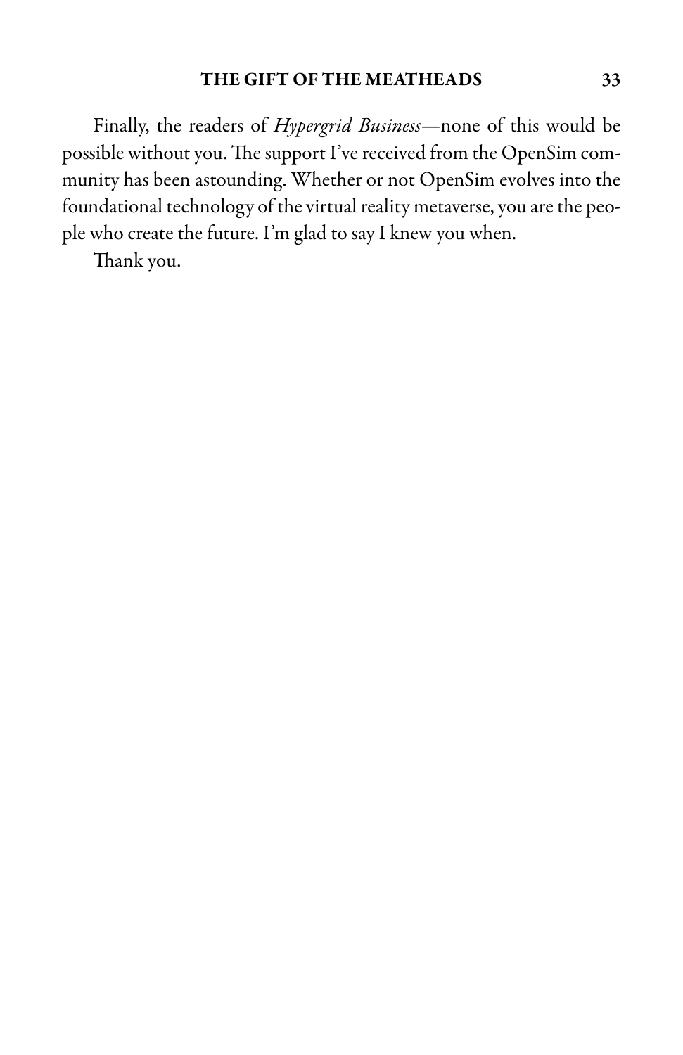Finally, the readers of *Hypergrid Business*—none of this would be possible without you. The support I've received from the OpenSim community has been astounding. Whether or not OpenSim evolves into the foundational technology of the virtual reality metaverse, you are the people who create the future. I'm glad to say I knew you when.

Thank you.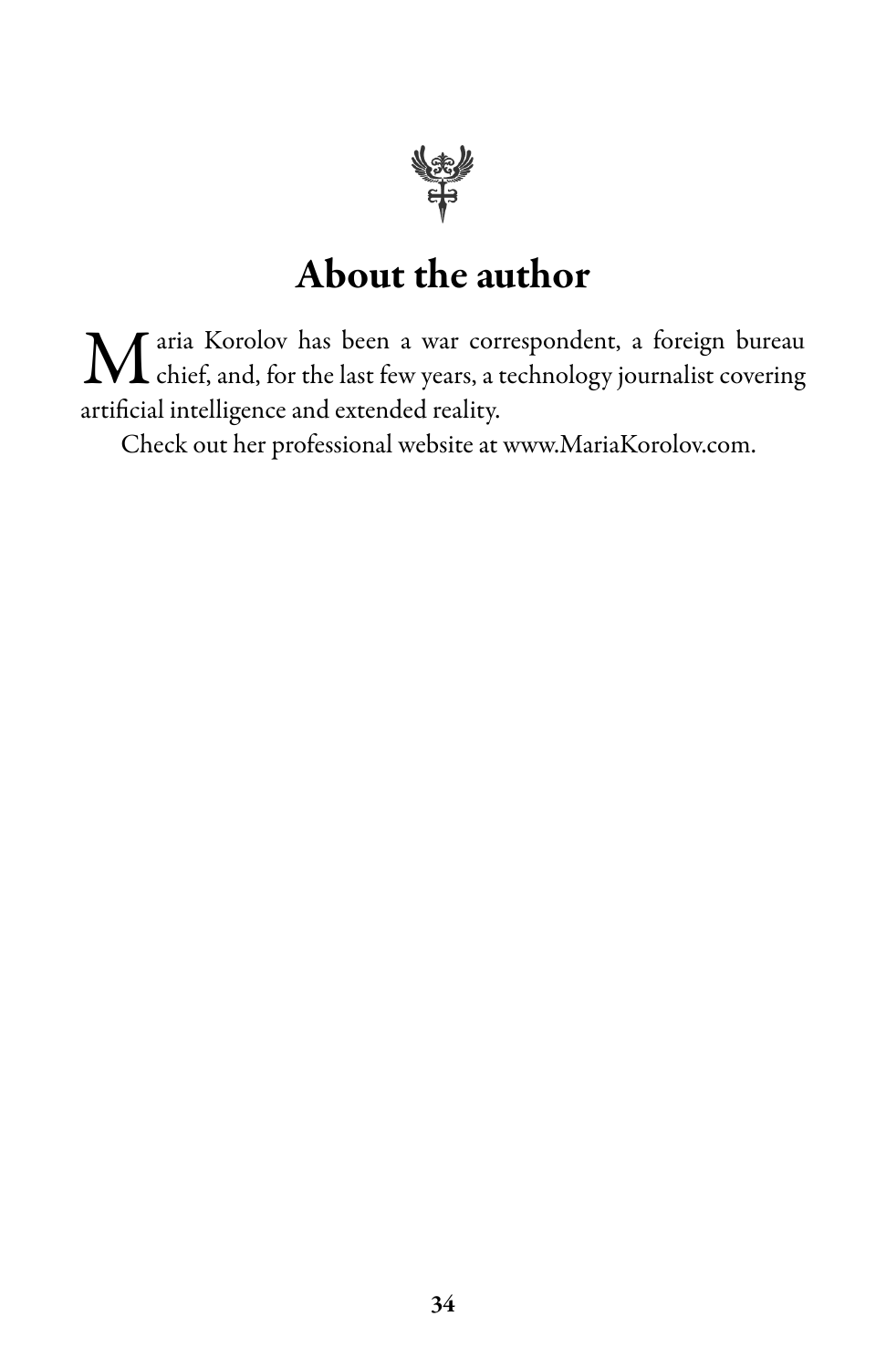## About the author

Maria Korolov has been a war correspondent, a foreign bureau chief, and, for the last few years, a technology journalist covering artificial intelligence and extended reality.

Check out her professional website at www.MariaKorolov.com.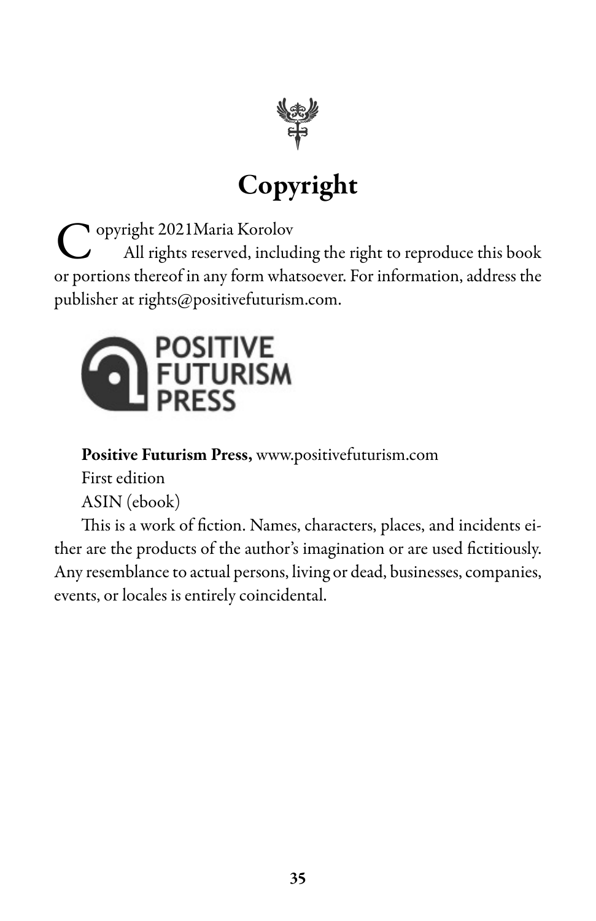# Copyright

Copyright 2021Maria Korolov

All rights reserved, including the right to reproduce this book or portions thereof in any form whatsoever. For information, address the publisher at rights@positivefuturism.com.

POSITIVE FUTURISM PRESS

**Positive Futurism Press,** www.positivefuturism.com

First edition

ASIN (ebook)

This is a work of fiction. Names, characters, places, and incidents either are the products of the author's imagination or are used fictitiously. Any resemblance to actual persons, living or dead, businesses, companies, events, or locales is entirely coincidental.